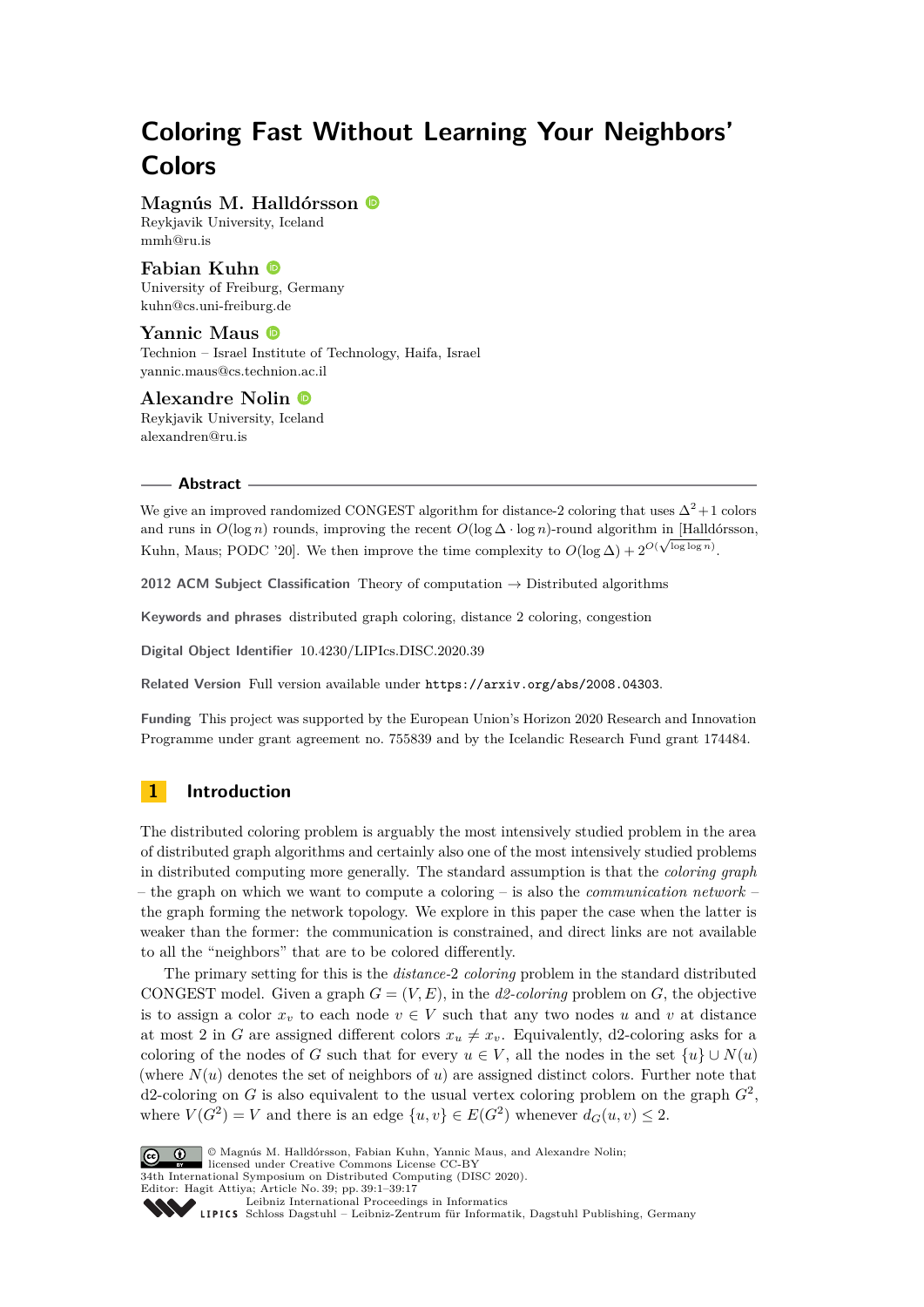# Coloring Fast Without Learning Your Neighbors' Colors

**Magnús M. Halldórsson**
Reykjavik University, Iceland
mmh@ru.is

**Fabian Kuhn**
University of Freiburg, Germany
kuhn@cs.uni-freiburg.de

**Yannic Maus**
Technion – Israel Institute of Technology, Haifa, Israel
yannic.maus@cs.technion.ac.il

**Alexandre Nolin**
Reykjavik University, Iceland
alexandren@ru.is

## Abstract

We give an improved randomized CONGEST algorithm for distance-2 coloring that uses $\Delta^2+1$ colors and runs in $O(\log n)$ rounds, improving the recent $O(\log \Delta \cdot \log n)$-round algorithm in [Halldórsson, Kuhn, Maus; PODC '20]. We then improve the time complexity to $O(\log \Delta) + 2^{O(\sqrt{\log \log n})}$.

**2012 ACM Subject Classification** Theory of computation → Distributed algorithms

**Keywords and phrases** distributed graph coloring, distance 2 coloring, congestion

**Digital Object Identifier** 10.4230/LIPIcs.DISC.2020.39

**Related Version** Full version available under `https://arxiv.org/abs/2008.04303`.

**Funding** This project was supported by the European Union's Horizon 2020 Research and Innovation Programme under grant agreement no. 755839 and by the Icelandic Research Fund grant 174484.

## 1 Introduction

The distributed coloring problem is arguably the most intensively studied problem in the area of distributed graph algorithms and certainly also one of the most intensively studied problems in distributed computing more generally. The standard assumption is that the *coloring graph* – the graph on which we want to compute a coloring – is also the *communication network* – the graph forming the network topology. We explore in this paper the case when the latter is weaker than the former: the communication is constrained, and direct links are not available to all the "neighbors" that are to be colored differently.

The primary setting for this is the *distance*-2 *coloring* problem in the standard distributed CONGEST model. Given a graph $G = (V, E)$, in the *d2-coloring* problem on $G$, the objective is to assign a color $x_v$ to each node $v \in V$ such that any two nodes $u$ and $v$ at distance at most 2 in $G$ are assigned different colors $x_u \neq x_v$. Equivalently, d2-coloring asks for a coloring of the nodes of $G$ such that for every $u \in V$, all the nodes in the set $\{u\} \cup N(u)$ (where $N(u)$ denotes the set of neighbors of $u$) are assigned distinct colors. Further note that d2-coloring on $G$ is also equivalent to the usual vertex coloring problem on the graph $G^2$, where $V(G^2) = V$ and there is an edge $\{u, v\} \in E(G^2)$ whenever $d_G(u, v) \leq 2$.

© Magnús M. Halldórsson, Fabian Kuhn, Yannic Maus, and Alexandre Nolin;
licensed under Creative Commons License CC-BY
34th International Symposium on Distributed Computing (DISC 2020).
Editor: Hagit Attiya; Article No. 39; pp. 39:1–39:17
Leibniz International Proceedings in Informatics
Schloss Dagstuhl – Leibniz-Zentrum für Informatik, Dagstuhl Publishing, Germany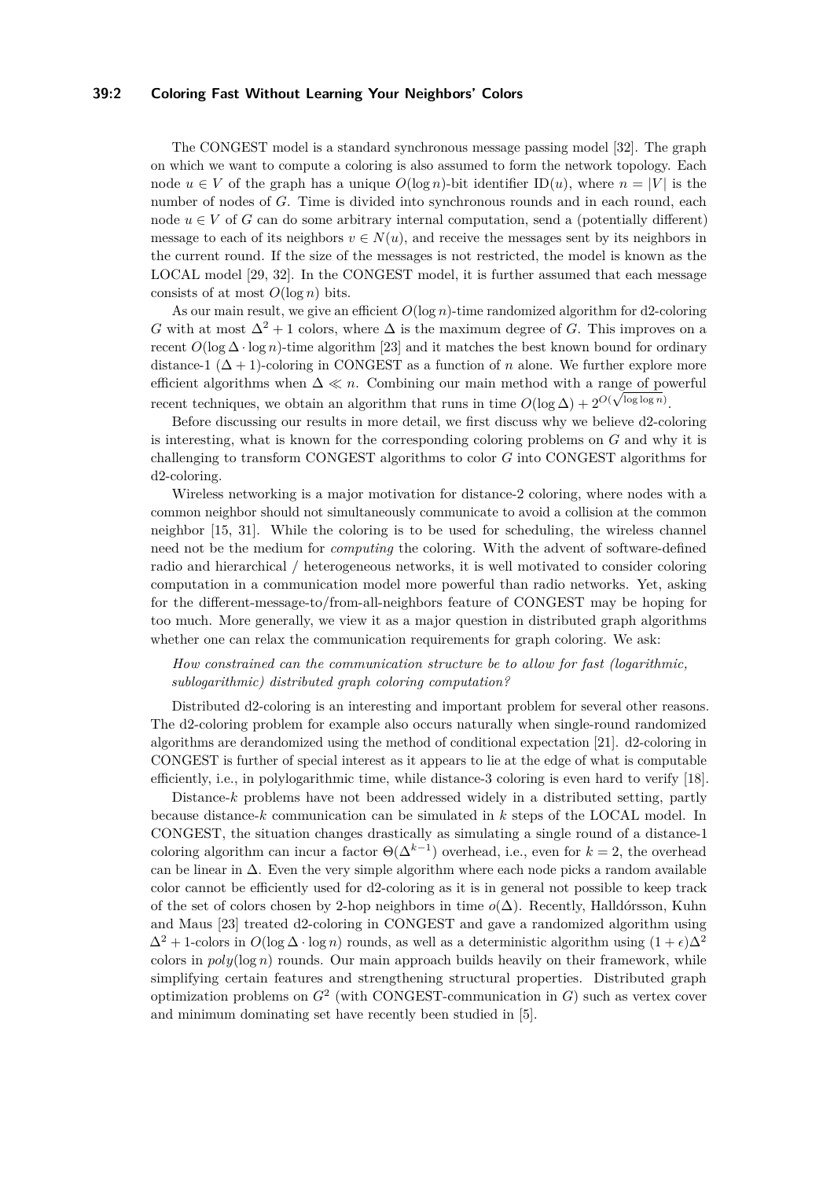The CONGEST model is a standard synchronous message passing model [32]. The graph on which we want to compute a coloring is also assumed to form the network topology. Each node $u \in V$ of the graph has a unique $O(\log n)$-bit identifier $\mathrm{ID}(u)$, where $n = |V|$ is the number of nodes of $G$. Time is divided into synchronous rounds and in each round, each node $u \in V$ of $G$ can do some arbitrary internal computation, send a (potentially different) message to each of its neighbors $v \in N(u)$, and receive the messages sent by its neighbors in the current round. If the size of the messages is not restricted, the model is known as the LOCAL model [29, 32]. In the CONGEST model, it is further assumed that each message consists of at most $O(\log n)$ bits.

As our main result, we give an efficient $O(\log n)$-time randomized algorithm for d2-coloring $G$ with at most $\Delta^2 + 1$ colors, where $\Delta$ is the maximum degree of $G$. This improves on a recent $O(\log \Delta \cdot \log n)$-time algorithm [23] and it matches the best known bound for ordinary distance-1 $(\Delta + 1)$-coloring in CONGEST as a function of $n$ alone. We further explore more efficient algorithms when $\Delta \ll n$. Combining our main method with a range of powerful recent techniques, we obtain an algorithm that runs in time $O(\log \Delta) + 2^{O(\sqrt{\log \log n})}$.

Before discussing our results in more detail, we first discuss why we believe d2-coloring is interesting, what is known for the corresponding coloring problems on $G$ and why it is challenging to transform CONGEST algorithms to color $G$ into CONGEST algorithms for d2-coloring.

Wireless networking is a major motivation for distance-2 coloring, where nodes with a common neighbor should not simultaneously communicate to avoid a collision at the common neighbor [15, 31]. While the coloring is to be used for scheduling, the wireless channel need not be the medium for *computing* the coloring. With the advent of software-defined radio and hierarchical / heterogeneous networks, it is well motivated to consider coloring computation in a communication model more powerful than radio networks. Yet, asking for the different-message-to/from-all-neighbors feature of CONGEST may be hoping for too much. More generally, we view it as a major question in distributed graph algorithms whether one can relax the communication requirements for graph coloring. We ask:

*How constrained can the communication structure be to allow for fast (logarithmic, sublogarithmic) distributed graph coloring computation?*

Distributed d2-coloring is an interesting and important problem for several other reasons. The d2-coloring problem for example also occurs naturally when single-round randomized algorithms are derandomized using the method of conditional expectation [21]. d2-coloring in CONGEST is further of special interest as it appears to lie at the edge of what is computable efficiently, i.e., in polylogarithmic time, while distance-3 coloring is even hard to verify [18].

Distance-$k$ problems have not been addressed widely in a distributed setting, partly because distance-$k$ communication can be simulated in $k$ steps of the LOCAL model. In CONGEST, the situation changes drastically as simulating a single round of a distance-1 coloring algorithm can incur a factor $\Theta(\Delta^{k-1})$ overhead, i.e., even for $k = 2$, the overhead can be linear in $\Delta$. Even the very simple algorithm where each node picks a random available color cannot be efficiently used for d2-coloring as it is in general not possible to keep track of the set of colors chosen by 2-hop neighbors in time $o(\Delta)$. Recently, Halldórsson, Kuhn and Maus [23] treated d2-coloring in CONGEST and gave a randomized algorithm using $\Delta^2 + 1$-colors in $O(\log \Delta \cdot \log n)$ rounds, as well as a deterministic algorithm using $(1 + \epsilon)\Delta^2$ colors in $poly(\log n)$ rounds. Our main approach builds heavily on their framework, while simplifying certain features and strengthening structural properties. Distributed graph optimization problems on $G^2$ (with CONGEST-communication in $G$) such as vertex cover and minimum dominating set have recently been studied in [5].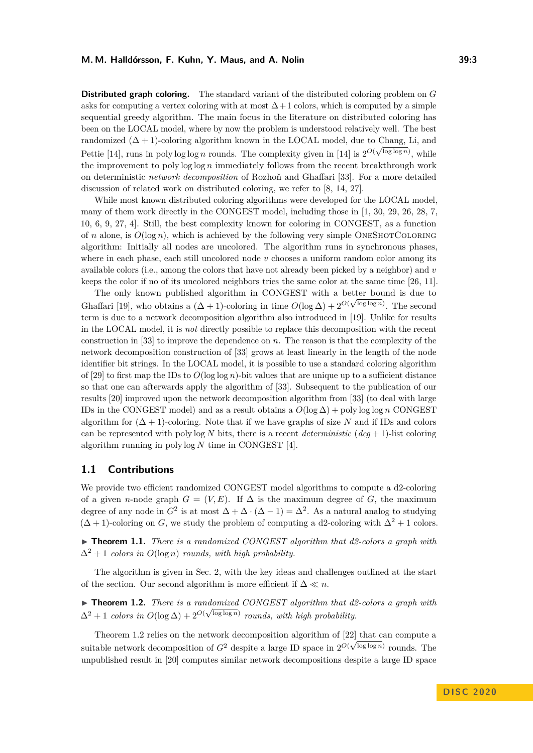**Distributed graph coloring.** The standard variant of the distributed coloring problem on $G$ asks for computing a vertex coloring with at most $\Delta+1$ colors, which is computed by a simple sequential greedy algorithm. The main focus in the literature on distributed coloring has been on the LOCAL model, where by now the problem is understood relatively well. The best randomized $(\Delta+1)$-coloring algorithm known in the LOCAL model, due to Chang, Li, and Pettie [14], runs in $\text{poly}\log\log n$ rounds. The complexity given in [14] is $2^{O(\sqrt{\log\log n})}$, while the improvement to $\text{poly}\log\log n$ immediately follows from the recent breakthrough work on deterministic *network decomposition* of Rozhoň and Ghaffari [33]. For a more detailed discussion of related work on distributed coloring, we refer to [8, 14, 27].

While most known distributed coloring algorithms were developed for the LOCAL model, many of them work directly in the CONGEST model, including those in [1, 30, 29, 26, 28, 7, 10, 6, 9, 27, 4]. Still, the best complexity known for coloring in CONGEST, as a function of $n$ alone, is $O(\log n)$, which is achieved by the following very simple OneShotColoring algorithm: Initially all nodes are uncolored. The algorithm runs in synchronous phases, where in each phase, each still uncolored node $v$ chooses a uniform random color among its available colors (i.e., among the colors that have not already been picked by a neighbor) and $v$ keeps the color if no of its uncolored neighbors tries the same color at the same time [26, 11].

The only known published algorithm in CONGEST with a better bound is due to Ghaffari [19], who obtains a $(\Delta+1)$-coloring in time $O(\log\Delta) + 2^{O(\sqrt{\log\log n})}$. The second term is due to a network decomposition algorithm also introduced in [19]. Unlike for results in the LOCAL model, it is *not* directly possible to replace this decomposition with the recent construction in [33] to improve the dependence on $n$. The reason is that the complexity of the network decomposition construction of [33] grows at least linearly in the length of the node identifier bit strings. In the LOCAL model, it is possible to use a standard coloring algorithm of [29] to first map the IDs to $O(\log\log n)$-bit values that are unique up to a sufficient distance so that one can afterwards apply the algorithm of [33]. Subsequent to the publication of our results [20] improved upon the network decomposition algorithm from [33] (to deal with large IDs in the CONGEST model) and as a result obtains a $O(\log\Delta) + \text{poly}\log\log n$ CONGEST algorithm for $(\Delta+1)$-coloring. Note that if we have graphs of size $N$ and if IDs and colors can be represented with $\text{poly}\log N$ bits, there is a recent *deterministic* $(deg+1)$-list coloring algorithm running in $\text{poly}\log N$ time in CONGEST [4].

## 1.1 Contributions

We provide two efficient randomized CONGEST model algorithms to compute a d2-coloring of a given $n$-node graph $G = (V, E)$. If $\Delta$ is the maximum degree of $G$, the maximum degree of any node in $G^2$ is at most $\Delta + \Delta\cdot(\Delta-1) = \Delta^2$. As a natural analog to studying $(\Delta+1)$-coloring on $G$, we study the problem of computing a d2-coloring with $\Delta^2+1$ colors.

▶ **Theorem 1.1.** *There is a randomized CONGEST algorithm that d2-colors a graph with $\Delta^2+1$ colors in $O(\log n)$ rounds, with high probability.*

The algorithm is given in Sec. 2, with the key ideas and challenges outlined at the start of the section. Our second algorithm is more efficient if $\Delta \ll n$.

▶ **Theorem 1.2.** *There is a randomized CONGEST algorithm that d2-colors a graph with $\Delta^2+1$ colors in $O(\log\Delta) + 2^{O(\sqrt{\log\log n})}$ rounds, with high probability.*

Theorem 1.2 relies on the network decomposition algorithm of [22] that can compute a suitable network decomposition of $G^2$ despite a large ID space in $2^{O(\sqrt{\log\log n})}$ rounds. The unpublished result in [20] computes similar network decompositions despite a large ID space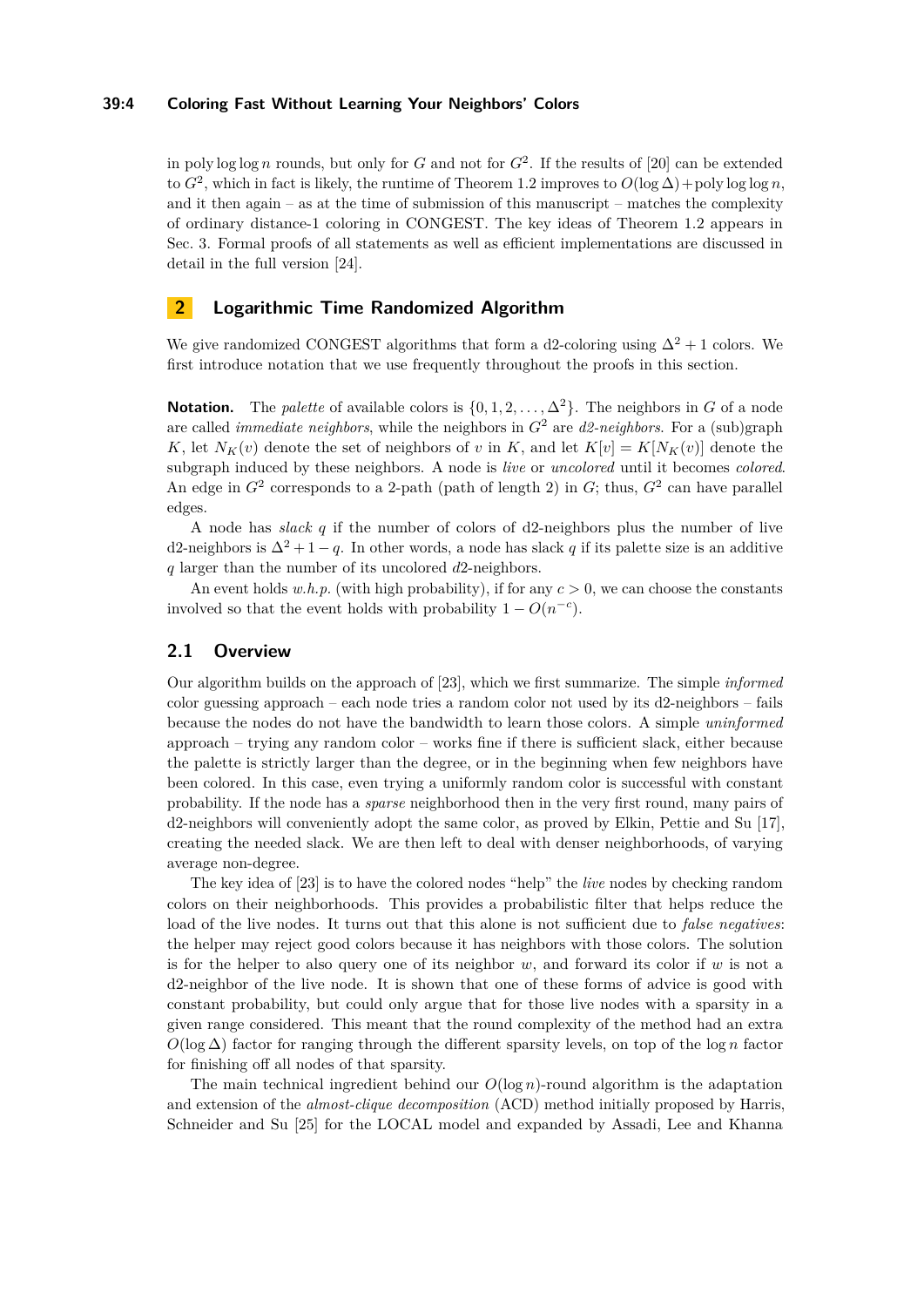in poly log log $n$ rounds, but only for $G$ and not for $G^2$. If the results of [20] can be extended to $G^2$, which in fact is likely, the runtime of Theorem 1.2 improves to $O(\log \Delta)+\text{poly}\log\log n$, and it then again – as at the time of submission of this manuscript – matches the complexity of ordinary distance-1 coloring in CONGEST. The key ideas of Theorem 1.2 appears in Sec. 3. Formal proofs of all statements as well as efficient implementations are discussed in detail in the full version [24].

## 2 Logarithmic Time Randomized Algorithm

We give randomized CONGEST algorithms that form a d2-coloring using $\Delta^2+1$ colors. We first introduce notation that we use frequently throughout the proofs in this section.

**Notation.** The *palette* of available colors is $\{0, 1, 2, \ldots, \Delta^2\}$. The neighbors in $G$ of a node are called *immediate neighbors*, while the neighbors in $G^2$ are *d2-neighbors*. For a (sub)graph $K$, let $N_K(v)$ denote the set of neighbors of $v$ in $K$, and let $K[v] = K[N_K(v)]$ denote the subgraph induced by these neighbors. A node is *live* or *uncolored* until it becomes *colored*. An edge in $G^2$ corresponds to a 2-path (path of length 2) in $G$; thus, $G^2$ can have parallel edges.

A node has *slack* $q$ if the number of colors of d2-neighbors plus the number of live d2-neighbors is $\Delta^2+1-q$. In other words, a node has slack $q$ if its palette size is an additive $q$ larger than the number of its uncolored $d2$-neighbors.

An event holds *w.h.p.* (with high probability), if for any $c > 0$, we can choose the constants involved so that the event holds with probability $1 - O(n^{-c})$.

### 2.1 Overview

Our algorithm builds on the approach of [23], which we first summarize. The simple *informed* color guessing approach – each node tries a random color not used by its d2-neighbors – fails because the nodes do not have the bandwidth to learn those colors. A simple *uninformed* approach – trying any random color – works fine if there is sufficient slack, either because the palette is strictly larger than the degree, or in the beginning when few neighbors have been colored. In this case, even trying a uniformly random color is successful with constant probability. If the node has a *sparse* neighborhood then in the very first round, many pairs of d2-neighbors will conveniently adopt the same color, as proved by Elkin, Pettie and Su [17], creating the needed slack. We are then left to deal with denser neighborhoods, of varying average non-degree.

The key idea of [23] is to have the colored nodes "help" the *live* nodes by checking random colors on their neighborhoods. This provides a probabilistic filter that helps reduce the load of the live nodes. It turns out that this alone is not sufficient due to *false negatives*: the helper may reject good colors because it has neighbors with those colors. The solution is for the helper to also query one of its neighbor $w$, and forward its color if $w$ is not a d2-neighbor of the live node. It is shown that one of these forms of advice is good with constant probability, but could only argue that for those live nodes with a sparsity in a given range considered. This meant that the round complexity of the method had an extra $O(\log \Delta)$ factor for ranging through the different sparsity levels, on top of the $\log n$ factor for finishing off all nodes of that sparsity.

The main technical ingredient behind our $O(\log n)$-round algorithm is the adaptation and extension of the *almost-clique decomposition* (ACD) method initially proposed by Harris, Schneider and Su [25] for the LOCAL model and expanded by Assadi, Lee and Khanna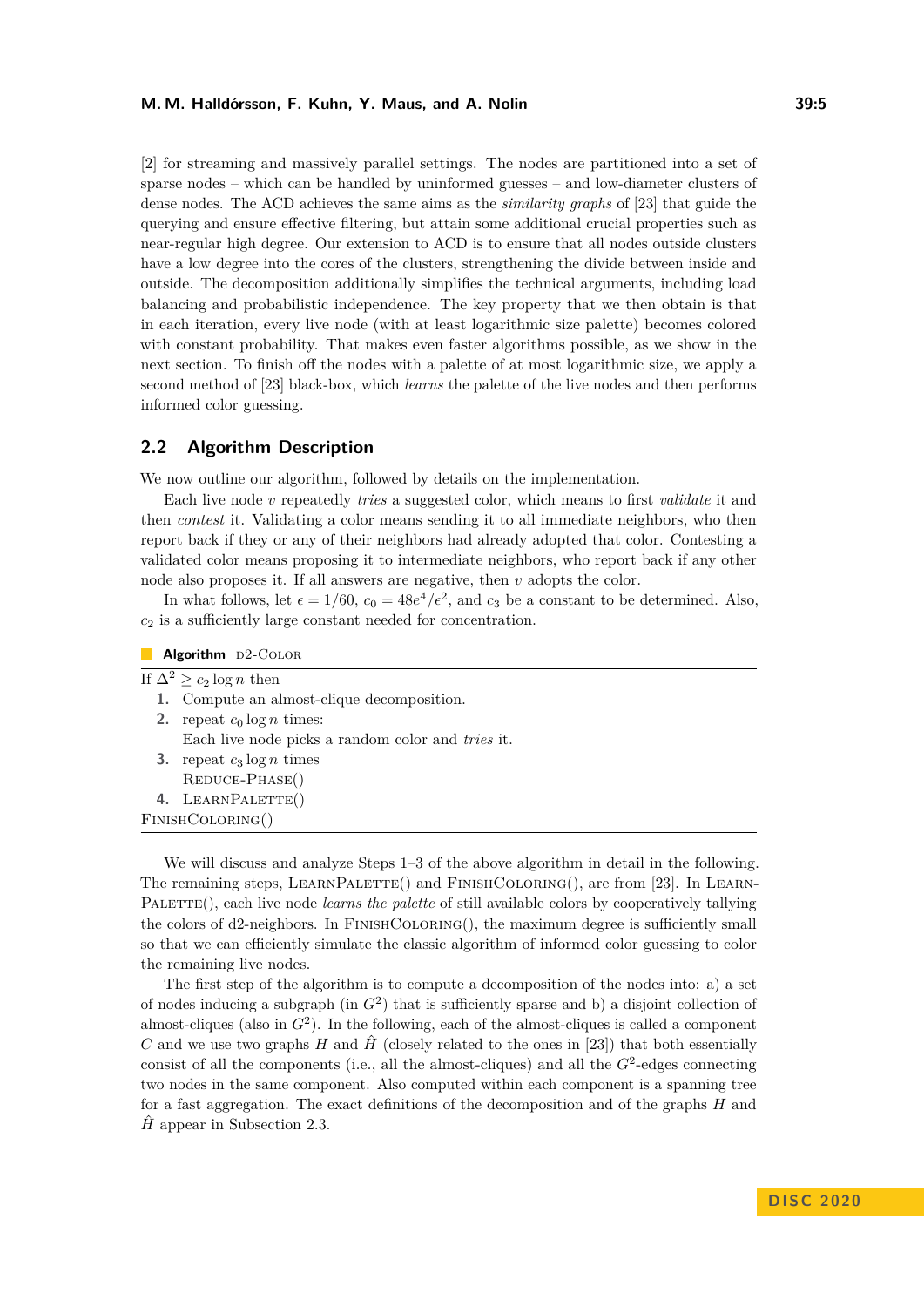[2] for streaming and massively parallel settings. The nodes are partitioned into a set of sparse nodes – which can be handled by uninformed guesses – and low-diameter clusters of dense nodes. The ACD achieves the same aims as the *similarity graphs* of [23] that guide the querying and ensure effective filtering, but attain some additional crucial properties such as near-regular high degree. Our extension to ACD is to ensure that all nodes outside clusters have a low degree into the cores of the clusters, strengthening the divide between inside and outside. The decomposition additionally simplifies the technical arguments, including load balancing and probabilistic independence. The key property that we then obtain is that in each iteration, every live node (with at least logarithmic size palette) becomes colored with constant probability. That makes even faster algorithms possible, as we show in the next section. To finish off the nodes with a palette of at most logarithmic size, we apply a second method of [23] black-box, which *learns* the palette of the live nodes and then performs informed color guessing.

## 2.2 Algorithm Description

We now outline our algorithm, followed by details on the implementation.

Each live node $v$ repeatedly *tries* a suggested color, which means to first *validate* it and then *contest* it. Validating a color means sending it to all immediate neighbors, who then report back if they or any of their neighbors had already adopted that color. Contesting a validated color means proposing it to intermediate neighbors, who report back if any other node also proposes it. If all answers are negative, then $v$ adopts the color.

In what follows, let $\epsilon = 1/60$, $c_0 = 48e^4/\epsilon^2$, and $c_3$ be a constant to be determined. Also, $c_2$ is a sufficiently large constant needed for concentration.

**Algorithm** D2-COLOR

If $\Delta^2 \geq c_2 \log n$ then
1. Compute an almost-clique decomposition.
2. repeat $c_0 \log n$ times:
   Each live node picks a random color and *tries* it.
3. repeat $c_3 \log n$ times
   REDUCE-PHASE()
4. LEARNPALETTE()

FINISHCOLORING()

We will discuss and analyze Steps 1–3 of the above algorithm in detail in the following. The remaining steps, LEARNPALETTE() and FINISHCOLORING(), are from [23]. In LEARNPALETTE(), each live node *learns the palette* of still available colors by cooperatively tallying the colors of d2-neighbors. In FINISHCOLORING(), the maximum degree is sufficiently small so that we can efficiently simulate the classic algorithm of informed color guessing to color the remaining live nodes.

The first step of the algorithm is to compute a decomposition of the nodes into: a) a set of nodes inducing a subgraph (in $G^2$) that is sufficiently sparse and b) a disjoint collection of almost-cliques (also in $G^2$). In the following, each of the almost-cliques is called a component $C$ and we use two graphs $H$ and $\hat{H}$ (closely related to the ones in [23]) that both essentially consist of all the components (i.e., all the almost-cliques) and all the $G^2$-edges connecting two nodes in the same component. Also computed within each component is a spanning tree for a fast aggregation. The exact definitions of the decomposition and of the graphs $H$ and $\hat{H}$ appear in Subsection 2.3.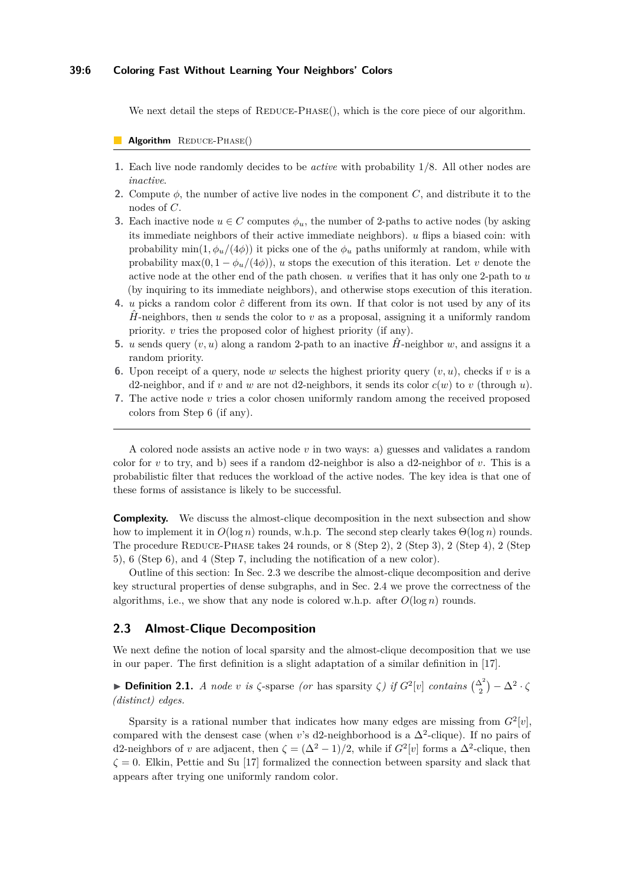We next detail the steps of Reduce-Phase(), which is the core piece of our algorithm.

**Algorithm** Reduce-Phase()

1. Each live node randomly decides to be *active* with probability 1/8. All other nodes are *inactive*.
2. Compute $\phi$, the number of active live nodes in the component $C$, and distribute it to the nodes of $C$.
3. Each inactive node $u \in C$ computes $\phi_u$, the number of 2-paths to active nodes (by asking its immediate neighbors of their active immediate neighbors). $u$ flips a biased coin: with probability $\min(1, \phi_u/(4\phi))$ it picks one of the $\phi_u$ paths uniformly at random, while with probability $\max(0, 1 - \phi_u/(4\phi))$, $u$ stops the execution of this iteration. Let $v$ denote the active node at the other end of the path chosen. $u$ verifies that it has only one 2-path to $u$ (by inquiring to its immediate neighbors), and otherwise stops execution of this iteration.
4. $u$ picks a random color $\hat{c}$ different from its own. If that color is not used by any of its $\hat{H}$-neighbors, then $u$ sends the color to $v$ as a proposal, assigning it a uniformly random priority. $v$ tries the proposed color of highest priority (if any).
5. $u$ sends query $(v, u)$ along a random 2-path to an inactive $\hat{H}$-neighbor $w$, and assigns it a random priority.
6. Upon receipt of a query, node $w$ selects the highest priority query $(v, u)$, checks if $v$ is a d2-neighbor, and if $v$ and $w$ are not d2-neighbors, it sends its color $c(w)$ to $v$ (through $u$).
7. The active node $v$ tries a color chosen uniformly random among the received proposed colors from Step 6 (if any).

A colored node assists an active node $v$ in two ways: a) guesses and validates a random color for $v$ to try, and b) sees if a random d2-neighbor is also a d2-neighbor of $v$. This is a probabilistic filter that reduces the workload of the active nodes. The key idea is that one of these forms of assistance is likely to be successful.

**Complexity.** We discuss the almost-clique decomposition in the next subsection and show how to implement it in $O(\log n)$ rounds, w.h.p. The second step clearly takes $\Theta(\log n)$ rounds. The procedure Reduce-Phase takes 24 rounds, or 8 (Step 2), 2 (Step 3), 2 (Step 4), 2 (Step 5), 6 (Step 6), and 4 (Step 7, including the notification of a new color).

Outline of this section: In Sec. 2.3 we describe the almost-clique decomposition and derive key structural properties of dense subgraphs, and in Sec. 2.4 we prove the correctness of the algorithms, i.e., we show that any node is colored w.h.p. after $O(\log n)$ rounds.

## 2.3 Almost-Clique Decomposition

We next define the notion of local sparsity and the almost-clique decomposition that we use in our paper. The first definition is a slight adaptation of a similar definition in [17].

▶ **Definition 2.1.** *A node $v$ is* $\zeta$-sparse *(or* has sparsity $\zeta$*) if $G^2[v]$ contains $\binom{\Delta^2}{2} - \Delta^2 \cdot \zeta$ (distinct) edges.*

Sparsity is a rational number that indicates how many edges are missing from $G^2[v]$, compared with the densest case (when $v$'s d2-neighborhood is a $\Delta^2$-clique). If no pairs of d2-neighbors of $v$ are adjacent, then $\zeta = (\Delta^2 - 1)/2$, while if $G^2[v]$ forms a $\Delta^2$-clique, then $\zeta = 0$. Elkin, Pettie and Su [17] formalized the connection between sparsity and slack that appears after trying one uniformly random color.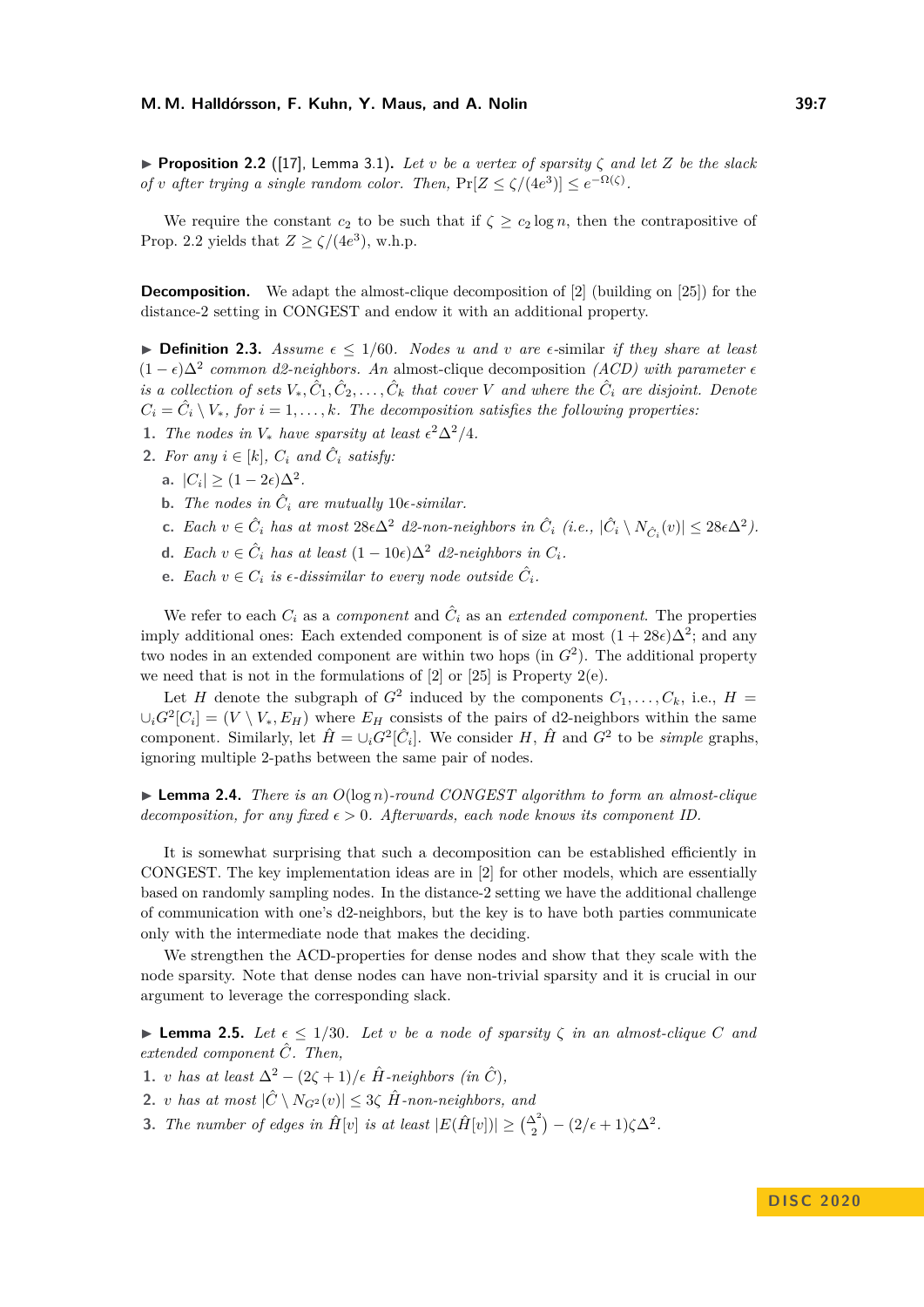▶ **Proposition 2.2** ([17], Lemma 3.1)**.** *Let $v$ be a vertex of sparsity $\zeta$ and let $Z$ be the slack of $v$ after trying a single random color. Then,* $\Pr[Z \leq \zeta/(4e^3)] \leq e^{-\Omega(\zeta)}$.

We require the constant $c_2$ to be such that if $\zeta \geq c_2 \log n$, then the contrapositive of Prop. 2.2 yields that $Z \geq \zeta/(4e^3)$, w.h.p.

**Decomposition.** We adapt the almost-clique decomposition of [2] (building on [25]) for the distance-2 setting in CONGEST and endow it with an additional property.

▶ **Definition 2.3.** *Assume $\epsilon \leq 1/60$. Nodes $u$ and $v$ are* $\epsilon$-similar *if they share at least $(1-\epsilon)\Delta^2$ common d2-neighbors. An* almost-clique decomposition *(ACD) with parameter $\epsilon$ is a collection of sets $V_*, \hat{C}_1, \hat{C}_2, \ldots, \hat{C}_k$ that cover $V$ and where the $\hat{C}_i$ are disjoint. Denote $C_i = \hat{C}_i \setminus V_*$, for $i = 1, \ldots, k$. The decomposition satisfies the following properties:*

1. *The nodes in $V_*$ have sparsity at least $\epsilon^2\Delta^2/4$.*
2. *For any $i \in [k]$, $C_i$ and $\hat{C}_i$ satisfy:*
   a. $|C_i| \geq (1-2\epsilon)\Delta^2$.
   b. *The nodes in $\hat{C}_i$ are mutually $10\epsilon$-similar.*
   c. *Each $v \in \hat{C}_i$ has at most $28\epsilon\Delta^2$ d2-non-neighbors in $\hat{C}_i$ (i.e., $|\hat{C}_i \setminus N_{\hat{C}_i}(v)| \leq 28\epsilon\Delta^2$).*
   d. *Each $v \in \hat{C}_i$ has at least $(1-10\epsilon)\Delta^2$ d2-neighbors in $C_i$.*
   e. *Each $v \in C_i$ is $\epsilon$-dissimilar to every node outside $\hat{C}_i$.*

We refer to each $C_i$ as a *component* and $\hat{C}_i$ as an *extended component*. The properties imply additional ones: Each extended component is of size at most $(1+28\epsilon)\Delta^2$; and any two nodes in an extended component are within two hops (in $G^2$). The additional property we need that is not in the formulations of [2] or [25] is Property 2(e).

Let $H$ denote the subgraph of $G^2$ induced by the components $C_1, \ldots, C_k$, i.e., $H = \cup_i G^2[C_i] = (V \setminus V_*, E_H)$ where $E_H$ consists of the pairs of d2-neighbors within the same component. Similarly, let $\hat{H} = \cup_i G^2[\hat{C}_i]$. We consider $H$, $\hat{H}$ and $G^2$ to be *simple* graphs, ignoring multiple 2-paths between the same pair of nodes.

▶ **Lemma 2.4.** *There is an $O(\log n)$-round CONGEST algorithm to form an almost-clique decomposition, for any fixed $\epsilon > 0$. Afterwards, each node knows its component ID.*

It is somewhat surprising that such a decomposition can be established efficiently in CONGEST. The key implementation ideas are in [2] for other models, which are essentially based on randomly sampling nodes. In the distance-2 setting we have the additional challenge of communication with one's d2-neighbors, but the key is to have both parties communicate only with the intermediate node that makes the deciding.

We strengthen the ACD-properties for dense nodes and show that they scale with the node sparsity. Note that dense nodes can have non-trivial sparsity and it is crucial in our argument to leverage the corresponding slack.

▶ **Lemma 2.5.** *Let $\epsilon \leq 1/30$. Let $v$ be a node of sparsity $\zeta$ in an almost-clique $C$ and extended component $\hat{C}$. Then,*

1. *$v$ has at least $\Delta^2 - (2\zeta+1)/\epsilon$ $\hat{H}$-neighbors (in $\hat{C}$),*
2. *$v$ has at most $|\hat{C} \setminus N_{G^2}(v)| \leq 3\zeta$ $\hat{H}$-non-neighbors, and*
3. *The number of edges in $\hat{H}[v]$ is at least $|E(\hat{H}[v])| \geq \binom{\Delta^2}{2} - (2/\epsilon+1)\zeta\Delta^2$.*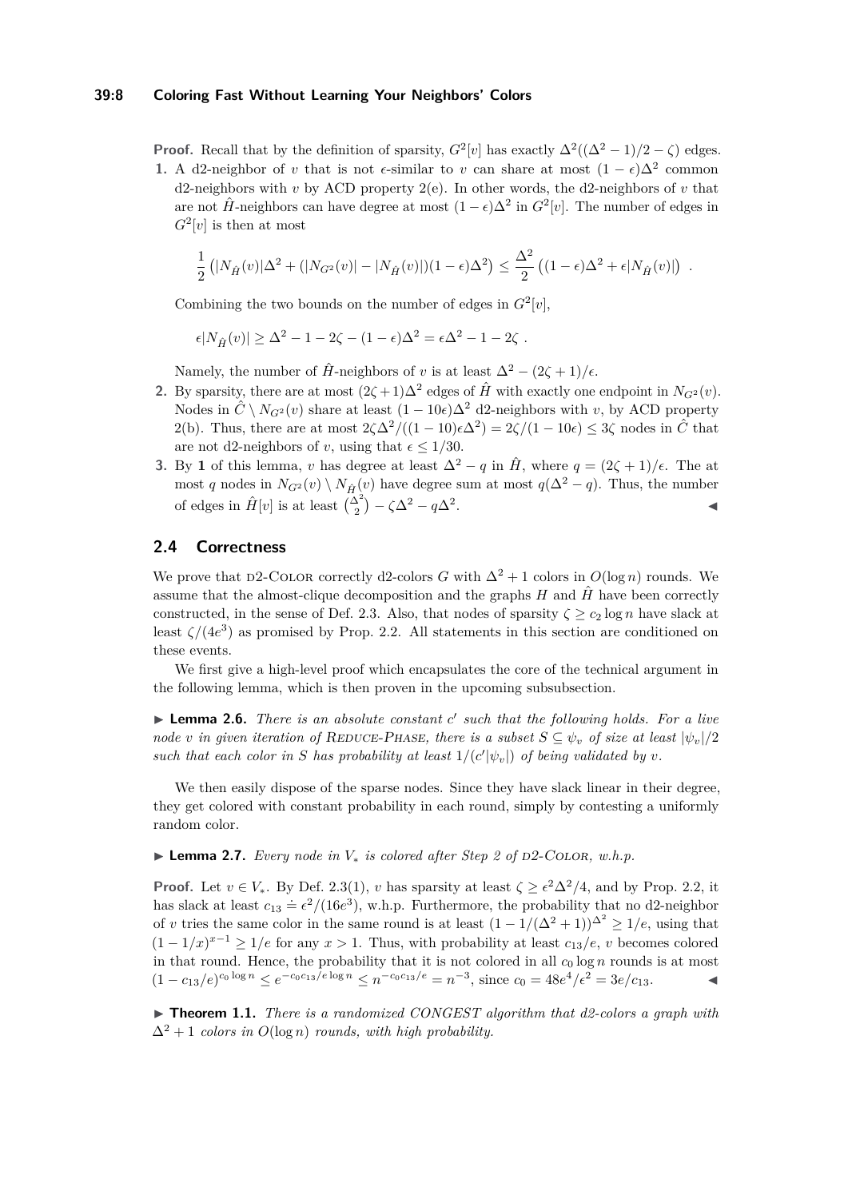**Proof.** Recall that by the definition of sparsity, $G^2[v]$ has exactly $\Delta^2((\Delta^2-1)/2-\zeta)$ edges.

1. A d2-neighbor of $v$ that is not $\epsilon$-similar to $v$ can share at most $(1-\epsilon)\Delta^2$ common d2-neighbors with $v$ by ACD property 2(e). In other words, the d2-neighbors of $v$ that are not $\hat{H}$-neighbors can have degree at most $(1-\epsilon)\Delta^2$ in $G^2[v]$. The number of edges in $G^2[v]$ is then at most

$$\frac{1}{2}\left(|N_{\hat{H}}(v)|\Delta^2 + (|N_{G^2}(v)| - |N_{\hat{H}}(v)|)(1-\epsilon)\Delta^2\right) \le \frac{\Delta^2}{2}\left((1-\epsilon)\Delta^2 + \epsilon|N_{\hat{H}}(v)|\right) .$$

Combining the two bounds on the number of edges in $G^2[v]$,

$$\epsilon|N_{\hat{H}}(v)| \ge \Delta^2 - 1 - 2\zeta - (1-\epsilon)\Delta^2 = \epsilon\Delta^2 - 1 - 2\zeta .$$

Namely, the number of $\hat{H}$-neighbors of $v$ is at least $\Delta^2 - (2\zeta+1)/\epsilon$.

2. By sparsity, there are at most $(2\zeta+1)\Delta^2$ edges of $\hat{H}$ with exactly one endpoint in $N_{G^2}(v)$. Nodes in $\hat{C} \setminus N_{G^2}(v)$ share at least $(1-10\epsilon)\Delta^2$ d2-neighbors with $v$, by ACD property 2(b). Thus, there are at most $2\zeta\Delta^2/((1-10)\epsilon\Delta^2) = 2\zeta/(1-10\epsilon) \le 3\zeta$ nodes in $\hat{C}$ that are not d2-neighbors of $v$, using that $\epsilon \le 1/30$.

3. By **1** of this lemma, $v$ has degree at least $\Delta^2 - q$ in $\hat{H}$, where $q = (2\zeta+1)/\epsilon$. The at most $q$ nodes in $N_{G^2}(v) \setminus N_{\hat{H}}(v)$ have degree sum at most $q(\Delta^2 - q)$. Thus, the number of edges in $\hat{H}[v]$ is at least $\binom{\Delta^2}{2} - \zeta\Delta^2 - q\Delta^2$. ◀

## 2.4 Correctness

We prove that D2-COLOR correctly d2-colors $G$ with $\Delta^2+1$ colors in $O(\log n)$ rounds. We assume that the almost-clique decomposition and the graphs $H$ and $\hat{H}$ have been correctly constructed, in the sense of Def. 2.3. Also, that nodes of sparsity $\zeta \ge c_2 \log n$ have slack at least $\zeta/(4e^3)$ as promised by Prop. 2.2. All statements in this section are conditioned on these events.

We first give a high-level proof which encapsulates the core of the technical argument in the following lemma, which is then proven in the upcoming subsubsection.

▶ **Lemma 2.6.** *There is an absolute constant $c'$ such that the following holds. For a live node $v$ in given iteration of REDUCE-PHASE, there is a subset $S \subseteq \psi_v$ of size at least $|\psi_v|/2$ such that each color in $S$ has probability at least $1/(c'|\psi_v|)$ of being validated by $v$.*

We then easily dispose of the sparse nodes. Since they have slack linear in their degree, they get colored with constant probability in each round, simply by contesting a uniformly random color.

▶ **Lemma 2.7.** *Every node in $V_*$ is colored after Step 2 of D2-COLOR, w.h.p.*

**Proof.** Let $v \in V_*$. By Def. 2.3(1), $v$ has sparsity at least $\zeta \ge \epsilon^2\Delta^2/4$, and by Prop. 2.2, it has slack at least $c_{13} \doteq \epsilon^2/(16e^3)$, w.h.p. Furthermore, the probability that no d2-neighbor of $v$ tries the same color in the same round is at least $(1-1/(\Delta^2+1))^{\Delta^2} \ge 1/e$, using that $(1-1/x)^{x-1} \ge 1/e$ for any $x > 1$. Thus, with probability at least $c_{13}/e$, $v$ becomes colored in that round. Hence, the probability that it is not colored in all $c_0 \log n$ rounds is at most $(1-c_{13}/e)^{c_0 \log n} \le e^{-c_0 c_{13}/e \log n} \le n^{-c_0 c_{13}/e} = n^{-3}$, since $c_0 = 48e^4/\epsilon^2 = 3e/c_{13}$. ◀

▶ **Theorem 1.1.** *There is a randomized CONGEST algorithm that d2-colors a graph with $\Delta^2+1$ colors in $O(\log n)$ rounds, with high probability.*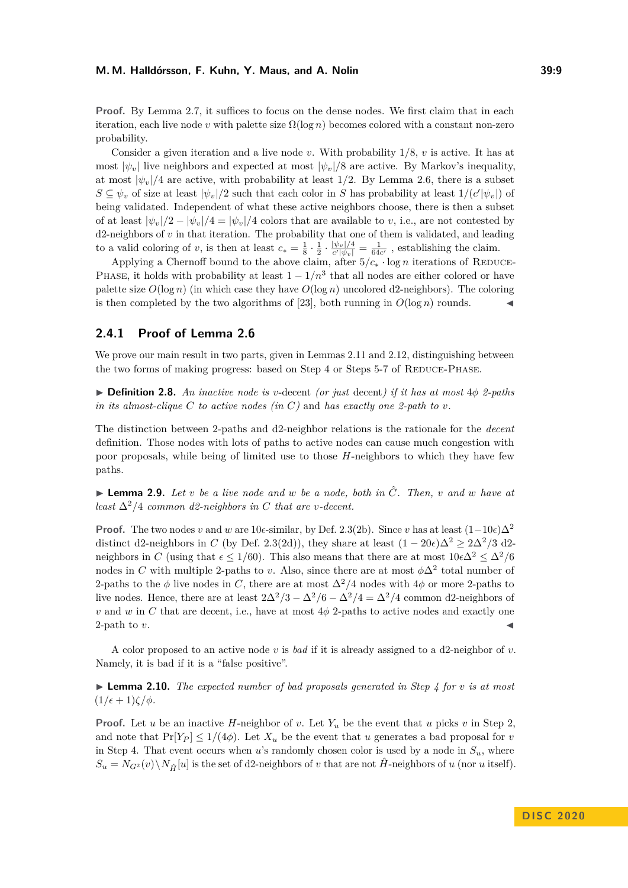**Proof.** By Lemma 2.7, it suffices to focus on the dense nodes. We first claim that in each iteration, each live node $v$ with palette size $\Omega(\log n)$ becomes colored with a constant non-zero probability.

Consider a given iteration and a live node $v$. With probability $1/8$, $v$ is active. It has at most $|\psi_v|$ live neighbors and expected at most $|\psi_v|/8$ are active. By Markov's inequality, at most $|\psi_v|/4$ are active, with probability at least $1/2$. By Lemma 2.6, there is a subset $S \subseteq \psi_v$ of size at least $|\psi_v|/2$ such that each color in $S$ has probability at least $1/(c'|\psi_v|)$ of being validated. Independent of what these active neighbors choose, there is then a subset of at least $|\psi_v|/2 - |\psi_v|/4 = |\psi_v|/4$ colors that are available to $v$, i.e., are not contested by d2-neighbors of $v$ in that iteration. The probability that one of them is validated, and leading to a valid coloring of $v$, is then at least $c_* = \frac{1}{8} \cdot \frac{1}{2} \cdot \frac{|\psi_v|/4}{c'|\psi_v|} = \frac{1}{64c'}$ , establishing the claim.

Applying a Chernoff bound to the above claim, after $5/c_* \cdot \log n$ iterations of Reduce-Phase, it holds with probability at least $1 - 1/n^3$ that all nodes are either colored or have palette size $O(\log n)$ (in which case they have $O(\log n)$ uncolored d2-neighbors). The coloring is then completed by the two algorithms of [23], both running in $O(\log n)$ rounds. ◀

### 2.4.1 Proof of Lemma 2.6

We prove our main result in two parts, given in Lemmas 2.11 and 2.12, distinguishing between the two forms of making progress: based on Step 4 or Steps 5-7 of Reduce-Phase.

▶ **Definition 2.8.** *An inactive node is* $v$-decent *(or just* decent*) if it has at most $4\phi$ 2-paths in its almost-clique $C$ to active nodes (in $C$)* and *has exactly one 2-path to $v$.*

The distinction between 2-paths and d2-neighbor relations is the rationale for the *decent* definition. Those nodes with lots of paths to active nodes can cause much congestion with poor proposals, while being of limited use to those $H$-neighbors to which they have few paths.

▶ **Lemma 2.9.** *Let $v$ be a live node and $w$ be a node, both in $\hat{C}$. Then, $v$ and $w$ have at least $\Delta^2/4$ common d2-neighbors in $C$ that are $v$-decent.*

**Proof.** The two nodes $v$ and $w$ are $10\epsilon$-similar, by Def. 2.3(2b). Since $v$ has at least $(1-10\epsilon)\Delta^2$ distinct d2-neighbors in $C$ (by Def. 2.3(2d)), they share at least $(1-20\epsilon)\Delta^2 \geq 2\Delta^2/3$ d2-neighbors in $C$ (using that $\epsilon \leq 1/60$). This also means that there are at most $10\epsilon\Delta^2 \leq \Delta^2/6$ nodes in $C$ with multiple 2-paths to $v$. Also, since there are at most $\phi\Delta^2$ total number of 2-paths to the $\phi$ live nodes in $C$, there are at most $\Delta^2/4$ nodes with $4\phi$ or more 2-paths to live nodes. Hence, there are at least $2\Delta^2/3 - \Delta^2/6 - \Delta^2/4 = \Delta^2/4$ common d2-neighbors of $v$ and $w$ in $C$ that are decent, i.e., have at most $4\phi$ 2-paths to active nodes and exactly one 2-path to $v$. ◀

A color proposed to an active node $v$ is *bad* if it is already assigned to a d2-neighbor of $v$. Namely, it is bad if it is a "false positive".

▶ **Lemma 2.10.** *The expected number of bad proposals generated in Step 4 for $v$ is at most $(1/\epsilon + 1)\zeta/\phi$.*

**Proof.** Let $u$ be an inactive $H$-neighbor of $v$. Let $Y_u$ be the event that $u$ picks $v$ in Step 2, and note that $\Pr[Y_P] \leq 1/(4\phi)$. Let $X_u$ be the event that $u$ generates a bad proposal for $v$ in Step 4. That event occurs when $u$'s randomly chosen color is used by a node in $S_u$, where $S_u = N_{G^2}(v) \setminus N_{\hat{H}}[u]$ is the set of d2-neighbors of $v$ that are not $\hat{H}$-neighbors of $u$ (nor $u$ itself).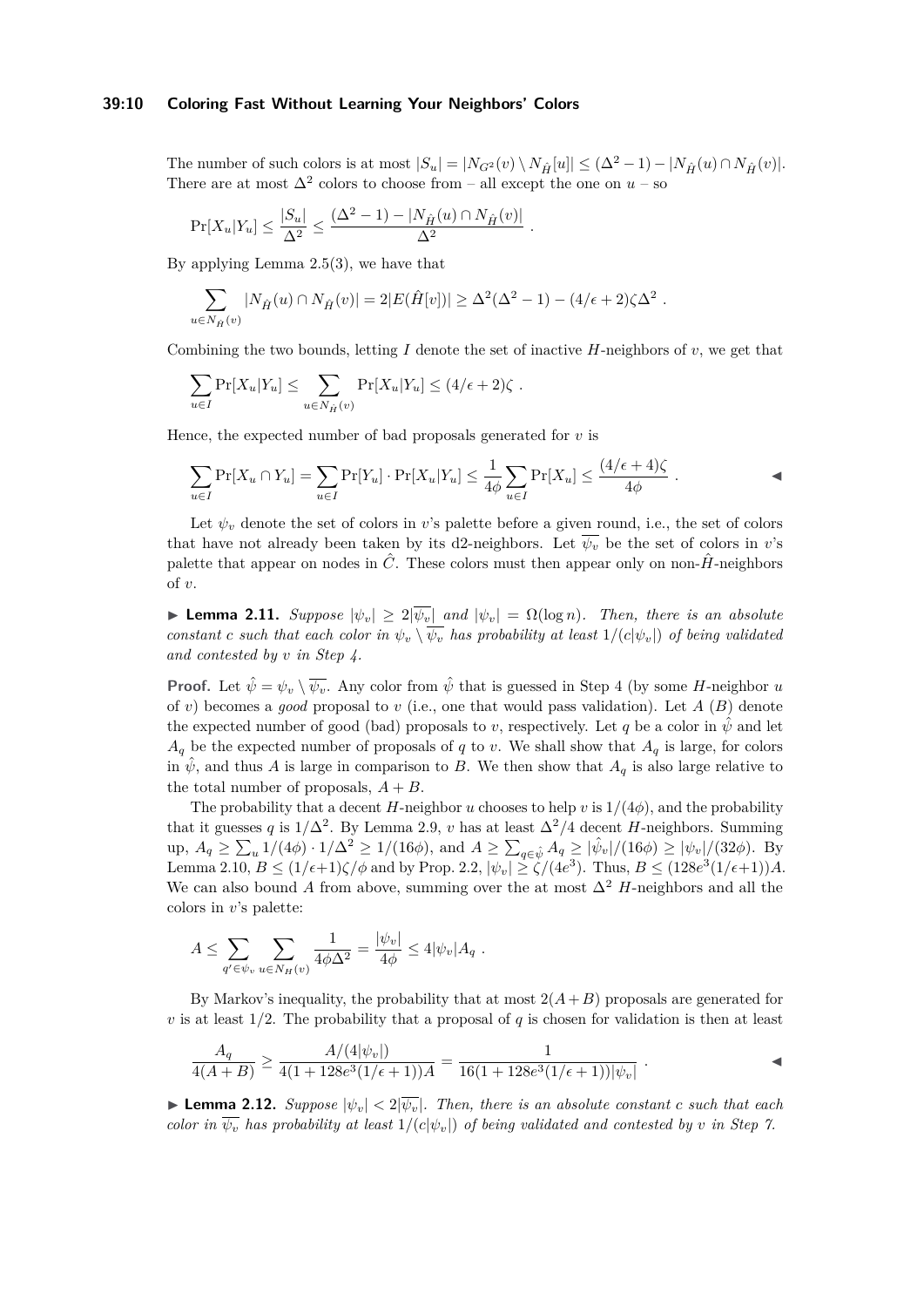The number of such colors is at most $|S_u| = |N_{G^2}(v) \setminus N_{\hat{H}}[u]| \leq (\Delta^2 - 1) - |N_{\hat{H}}(u) \cap N_{\hat{H}}(v)|$. There are at most $\Delta^2$ colors to choose from – all except the one on $u$ – so

$$\Pr[X_u | Y_u] \leq \frac{|S_u|}{\Delta^2} \leq \frac{(\Delta^2 - 1) - |N_{\hat{H}}(u) \cap N_{\hat{H}}(v)|}{\Delta^2} .$$

By applying Lemma 2.5(3), we have that

$$\sum_{u \in N_{\hat{H}}(v)} |N_{\hat{H}}(u) \cap N_{\hat{H}}(v)| = 2|E(\hat{H}[v])| \geq \Delta^2(\Delta^2 - 1) - (4/\epsilon + 2)\zeta\Delta^2 .$$

Combining the two bounds, letting $I$ denote the set of inactive $H$-neighbors of $v$, we get that

$$\sum_{u \in I} \Pr[X_u | Y_u] \leq \sum_{u \in N_{\hat{H}}(v)} \Pr[X_u | Y_u] \leq (4/\epsilon + 2)\zeta .$$

Hence, the expected number of bad proposals generated for $v$ is

$$\sum_{u \in I} \Pr[X_u \cap Y_u] = \sum_{u \in I} \Pr[Y_u] \cdot \Pr[X_u | Y_u] \leq \frac{1}{4\phi} \sum_{u \in I} \Pr[X_u] \leq \frac{(4/\epsilon + 4)\zeta}{4\phi} .$$ ◀

Let $\psi_v$ denote the set of colors in $v$'s palette before a given round, i.e., the set of colors that have not already been taken by its d2-neighbors. Let $\overline{\psi_v}$ be the set of colors in $v$'s palette that appear on nodes in $\hat{C}$. These colors must then appear only on non-$\hat{H}$-neighbors of $v$.

▶ **Lemma 2.11.** *Suppose $|\psi_v| \geq 2|\overline{\psi_v}|$ and $|\psi_v| = \Omega(\log n)$. Then, there is an absolute constant $c$ such that each color in $\psi_v \setminus \overline{\psi_v}$ has probability at least $1/(c|\psi_v|)$ of being validated and contested by $v$ in Step 4.*

**Proof.** Let $\hat{\psi} = \psi_v \setminus \overline{\psi_v}$. Any color from $\hat{\psi}$ that is guessed in Step 4 (by some $H$-neighbor $u$ of $v$) becomes a *good* proposal to $v$ (i.e., one that would pass validation). Let $A$ ($B$) denote the expected number of good (bad) proposals to $v$, respectively. Let $q$ be a color in $\hat{\psi}$ and let $A_q$ be the expected number of proposals of $q$ to $v$. We shall show that $A_q$ is large, for colors in $\hat{\psi}$, and thus $A$ is large in comparison to $B$. We then show that $A_q$ is also large relative to the total number of proposals, $A + B$.

The probability that a decent $H$-neighbor $u$ chooses to help $v$ is $1/(4\phi)$, and the probability that it guesses $q$ is $1/\Delta^2$. By Lemma 2.9, $v$ has at least $\Delta^2/4$ decent $H$-neighbors. Summing up, $A_q \geq \sum_u 1/(4\phi) \cdot 1/\Delta^2 \geq 1/(16\phi)$, and $A \geq \sum_{q \in \hat{\psi}} A_q \geq |\hat{\psi}_v|/(16\phi) \geq |\psi_v|/(32\phi)$. By Lemma 2.10, $B \leq (1/\epsilon + 1)\zeta/\phi$ and by Prop. 2.2, $|\psi_v| \geq \zeta/(4e^3)$. Thus, $B \leq (128e^3(1/\epsilon + 1))A$. We can also bound $A$ from above, summing over the at most $\Delta^2$ $H$-neighbors and all the colors in $v$'s palette:

$$A \leq \sum_{q' \in \psi_v} \sum_{u \in N_H(v)} \frac{1}{4\phi\Delta^2} = \frac{|\psi_v|}{4\phi} \leq 4|\psi_v| A_q .$$

By Markov's inequality, the probability that at most $2(A + B)$ proposals are generated for $v$ is at least $1/2$. The probability that a proposal of $q$ is chosen for validation is then at least

$$\frac{A_q}{4(A + B)} \geq \frac{A/(4|\psi_v|)}{4(1 + 128e^3(1/\epsilon + 1))A} = \frac{1}{16(1 + 128e^3(1/\epsilon + 1))|\psi_v|} .$$ ◀

▶ **Lemma 2.12.** *Suppose $|\psi_v| < 2|\overline{\psi_v}|$. Then, there is an absolute constant $c$ such that each color in $\overline{\psi_v}$ has probability at least $1/(c|\psi_v|)$ of being validated and contested by $v$ in Step 7.*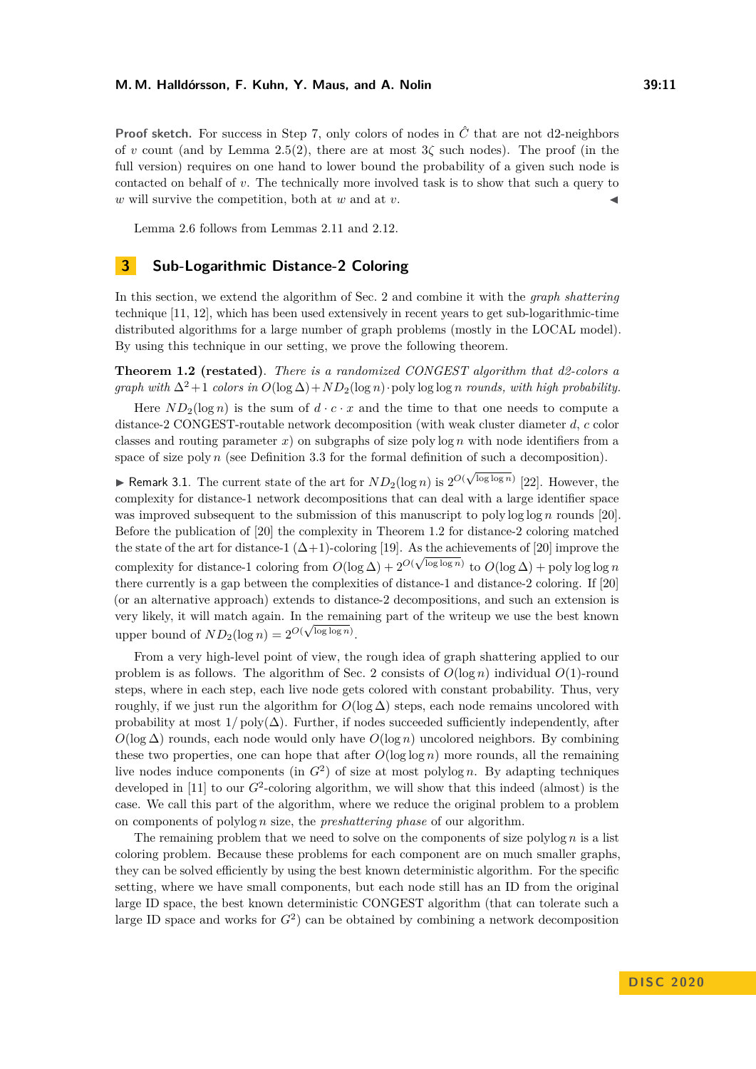**Proof sketch.** For success in Step 7, only colors of nodes in $\hat{C}$ that are not d2-neighbors of $v$ count (and by Lemma 2.5(2), there are at most $3\zeta$ such nodes). The proof (in the full version) requires on one hand to lower bound the probability of a given such node is contacted on behalf of $v$. The technically more involved task is to show that such a query to $w$ will survive the competition, both at $w$ and at $v$. ◀

Lemma 2.6 follows from Lemmas 2.11 and 2.12.

## 3 Sub-Logarithmic Distance-2 Coloring

In this section, we extend the algorithm of Sec. 2 and combine it with the *graph shattering* technique [11, 12], which has been used extensively in recent years to get sub-logarithmic-time distributed algorithms for a large number of graph problems (mostly in the LOCAL model). By using this technique in our setting, we prove the following theorem.

**Theorem 1.2 (restated).** *There is a randomized CONGEST algorithm that d2-colors a graph with $\Delta^2+1$ colors in $O(\log \Delta)+ND_2(\log n)\cdot \text{poly}\log\log n$ rounds, with high probability.*

Here $ND_2(\log n)$ is the sum of $d \cdot c \cdot x$ and the time to that one needs to compute a distance-2 CONGEST-routable network decomposition (with weak cluster diameter $d$, $c$ color classes and routing parameter $x$) on subgraphs of size $\text{poly}\log n$ with node identifiers from a space of size $\text{poly}\, n$ (see Definition 3.3 for the formal definition of such a decomposition).

▶ Remark 3.1. The current state of the art for $ND_2(\log n)$ is $2^{O(\sqrt{\log\log n})}$ [22]. However, the complexity for distance-1 network decompositions that can deal with a large identifier space was improved subsequent to the submission of this manuscript to $\text{poly}\log\log n$ rounds [20]. Before the publication of [20] the complexity in Theorem 1.2 for distance-2 coloring matched the state of the art for distance-1 $(\Delta+1)$-coloring [19]. As the achievements of [20] improve the complexity for distance-1 coloring from $O(\log \Delta) + 2^{O(\sqrt{\log\log n})}$ to $O(\log \Delta) + \text{poly}\log\log n$ there currently is a gap between the complexities of distance-1 and distance-2 coloring. If [20] (or an alternative approach) extends to distance-2 decompositions, and such an extension is very likely, it will match again. In the remaining part of the writeup we use the best known upper bound of $ND_2(\log n) = 2^{O(\sqrt{\log\log n})}$.

From a very high-level point of view, the rough idea of graph shattering applied to our problem is as follows. The algorithm of Sec. 2 consists of $O(\log n)$ individual $O(1)$-round steps, where in each step, each live node gets colored with constant probability. Thus, very roughly, if we just run the algorithm for $O(\log \Delta)$ steps, each node remains uncolored with probability at most $1/\text{poly}(\Delta)$. Further, if nodes succeeded sufficiently independently, after $O(\log \Delta)$ rounds, each node would only have $O(\log n)$ uncolored neighbors. By combining these two properties, one can hope that after $O(\log\log n)$ more rounds, all the remaining live nodes induce components (in $G^2$) of size at most $\text{polylog}\, n$. By adapting techniques developed in [11] to our $G^2$-coloring algorithm, we will show that this indeed (almost) is the case. We call this part of the algorithm, where we reduce the original problem to a problem on components of $\text{polylog}\, n$ size, the *preshattering phase* of our algorithm.

The remaining problem that we need to solve on the components of size $\text{polylog}\, n$ is a list coloring problem. Because these problems for each component are on much smaller graphs, they can be solved efficiently by using the best known deterministic algorithm. For the specific setting, where we have small components, but each node still has an ID from the original large ID space, the best known deterministic CONGEST algorithm (that can tolerate such a large ID space and works for $G^2$) can be obtained by combining a network decomposition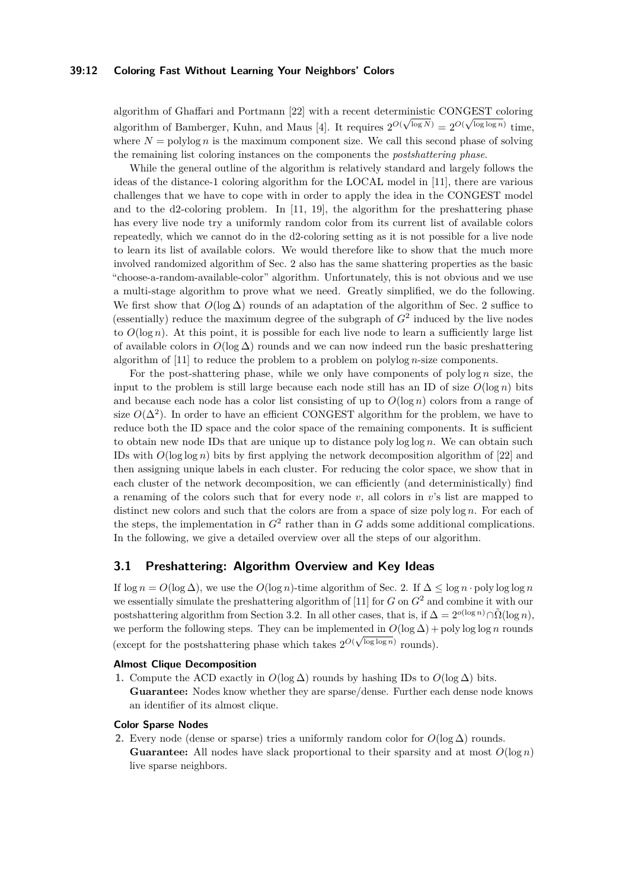algorithm of Ghaffari and Portmann [22] with a recent deterministic CONGEST coloring algorithm of Bamberger, Kuhn, and Maus [4]. It requires $2^{O(\sqrt{\log N})} = 2^{O(\sqrt{\log\log n})}$ time, where $N = \text{polylog}\, n$ is the maximum component size. We call this second phase of solving the remaining list coloring instances on the components the *postshattering phase*.

While the general outline of the algorithm is relatively standard and largely follows the ideas of the distance-1 coloring algorithm for the LOCAL model in [11], there are various challenges that we have to cope with in order to apply the idea in the CONGEST model and to the d2-coloring problem. In [11, 19], the algorithm for the preshattering phase has every live node try a uniformly random color from its current list of available colors repeatedly, which we cannot do in the d2-coloring setting as it is not possible for a live node to learn its list of available colors. We would therefore like to show that the much more involved randomized algorithm of Sec. 2 also has the same shattering properties as the basic "choose-a-random-available-color" algorithm. Unfortunately, this is not obvious and we use a multi-stage algorithm to prove what we need. Greatly simplified, we do the following. We first show that $O(\log \Delta)$ rounds of an adaptation of the algorithm of Sec. 2 suffice to (essentially) reduce the maximum degree of the subgraph of $G^2$ induced by the live nodes to $O(\log n)$. At this point, it is possible for each live node to learn a sufficiently large list of available colors in $O(\log \Delta)$ rounds and we can now indeed run the basic preshattering algorithm of [11] to reduce the problem to a problem on polylog $n$-size components.

For the post-shattering phase, while we only have components of poly log $n$ size, the input to the problem is still large because each node still has an ID of size $O(\log n)$ bits and because each node has a color list consisting of up to $O(\log n)$ colors from a range of size $O(\Delta^2)$. In order to have an efficient CONGEST algorithm for the problem, we have to reduce both the ID space and the color space of the remaining components. It is sufficient to obtain new node IDs that are unique up to distance poly log log $n$. We can obtain such IDs with $O(\log\log n)$ bits by first applying the network decomposition algorithm of [22] and then assigning unique labels in each cluster. For reducing the color space, we show that in each cluster of the network decomposition, we can efficiently (and deterministically) find a renaming of the colors such that for every node $v$, all colors in $v$'s list are mapped to distinct new colors and such that the colors are from a space of size poly log $n$. For each of the steps, the implementation in $G^2$ rather than in $G$ adds some additional complications. In the following, we give a detailed overview over all the steps of our algorithm.

## 3.1 Preshattering: Algorithm Overview and Key Ideas

If $\log n = O(\log \Delta)$, we use the $O(\log n)$-time algorithm of Sec. 2. If $\Delta \le \log n \cdot \text{poly} \log\log n$ we essentially simulate the preshattering algorithm of [11] for $G$ on $G^2$ and combine it with our postshattering algorithm from Section 3.2. In all other cases, that is, if $\Delta = 2^{o(\log n)} \cap \tilde{\Omega}(\log n)$, we perform the following steps. They can be implemented in $O(\log \Delta) + \text{poly} \log\log n$ rounds (except for the postshattering phase which takes $2^{O(\sqrt{\log\log n})}$ rounds).

#### Almost Clique Decomposition

1. Compute the ACD exactly in $O(\log \Delta)$ rounds by hashing IDs to $O(\log \Delta)$ bits.
   **Guarantee:** Nodes know whether they are sparse/dense. Further each dense node knows an identifier of its almost clique.

#### Color Sparse Nodes

2. Every node (dense or sparse) tries a uniformly random color for $O(\log \Delta)$ rounds.
   **Guarantee:** All nodes have slack proportional to their sparsity and at most $O(\log n)$ live sparse neighbors.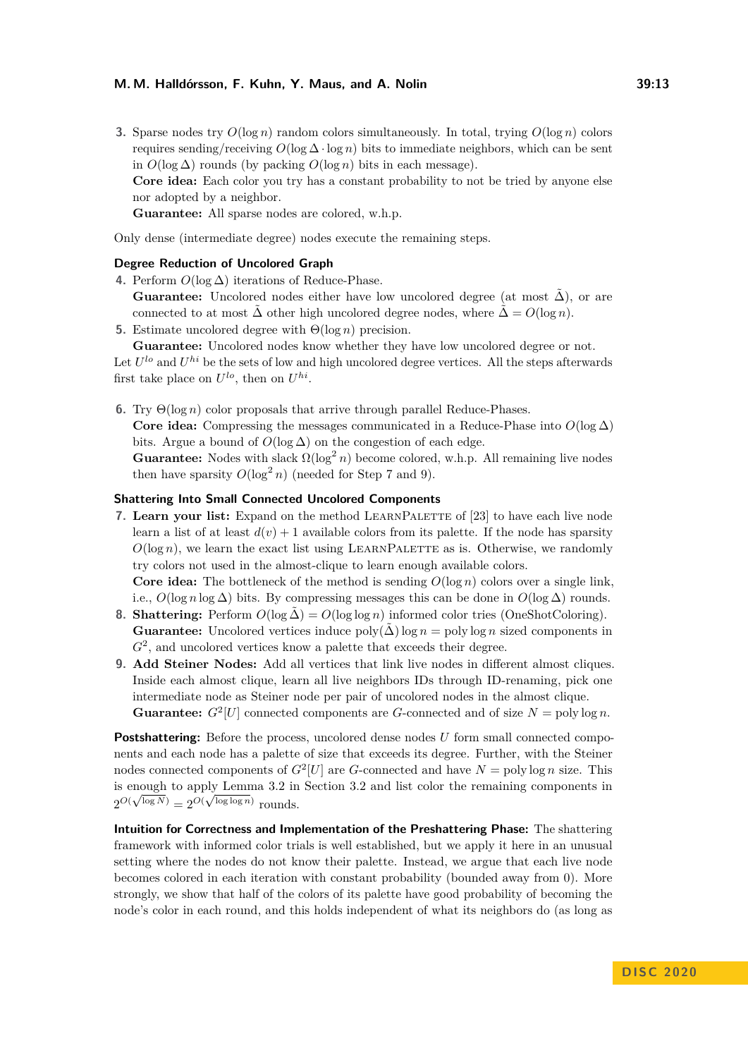3. Sparse nodes try $O(\log n)$ random colors simultaneously. In total, trying $O(\log n)$ colors requires sending/receiving $O(\log \Delta \cdot \log n)$ bits to immediate neighbors, which can be sent in $O(\log \Delta)$ rounds (by packing $O(\log n)$ bits in each message).
   **Core idea:** Each color you try has a constant probability to not be tried by anyone else nor adopted by a neighbor.
   **Guarantee:** All sparse nodes are colored, w.h.p.

Only dense (intermediate degree) nodes execute the remaining steps.

### Degree Reduction of Uncolored Graph

4. Perform $O(\log \Delta)$ iterations of Reduce-Phase.
   **Guarantee:** Uncolored nodes either have low uncolored degree (at most $\tilde{\Delta}$), or are connected to at most $\tilde{\Delta}$ other high uncolored degree nodes, where $\tilde{\Delta} = O(\log n)$.
5. Estimate uncolored degree with $\Theta(\log n)$ precision.
   **Guarantee:** Uncolored nodes know whether they have low uncolored degree or not.

Let $U^{lo}$ and $U^{hi}$ be the sets of low and high uncolored degree vertices. All the steps afterwards first take place on $U^{lo}$, then on $U^{hi}$.

6. Try $\Theta(\log n)$ color proposals that arrive through parallel Reduce-Phases.
   **Core idea:** Compressing the messages communicated in a Reduce-Phase into $O(\log \Delta)$ bits. Argue a bound of $O(\log \Delta)$ on the congestion of each edge.
   **Guarantee:** Nodes with slack $\Omega(\log^2 n)$ become colored, w.h.p. All remaining live nodes then have sparsity $O(\log^2 n)$ (needed for Step 7 and 9).

### Shattering Into Small Connected Uncolored Components

7. **Learn your list:** Expand on the method LearnPalette of [23] to have each live node learn a list of at least $d(v) + 1$ available colors from its palette. If the node has sparsity $O(\log n)$, we learn the exact list using LearnPalette as is. Otherwise, we randomly try colors not used in the almost-clique to learn enough available colors.
   **Core idea:** The bottleneck of the method is sending $O(\log n)$ colors over a single link, i.e., $O(\log n \log \Delta)$ bits. By compressing messages this can be done in $O(\log \Delta)$ rounds.
8. **Shattering:** Perform $O(\log \tilde{\Delta}) = O(\log \log n)$ informed color tries (OneShotColoring).
   **Guarantee:** Uncolored vertices induce $\text{poly}(\tilde{\Delta}) \log n = \text{poly} \log n$ sized components in $G^2$, and uncolored vertices know a palette that exceeds their degree.
9. **Add Steiner Nodes:** Add all vertices that link live nodes in different almost cliques. Inside each almost clique, learn all live neighbors IDs through ID-renaming, pick one intermediate node as Steiner node per pair of uncolored nodes in the almost clique.
   **Guarantee:** $G^2[U]$ connected components are $G$-connected and of size $N = \text{poly} \log n$.

**Postshattering:** Before the process, uncolored dense nodes $U$ form small connected components and each node has a palette of size that exceeds its degree. Further, with the Steiner nodes connected components of $G^2[U]$ are $G$-connected and have $N = \text{poly} \log n$ size. This is enough to apply Lemma 3.2 in Section 3.2 and list color the remaining components in $2^{O(\sqrt{\log N})} = 2^{O(\sqrt{\log \log n})}$ rounds.

**Intuition for Correctness and Implementation of the Preshattering Phase:** The shattering framework with informed color trials is well established, but we apply it here in an unusual setting where the nodes do not know their palette. Instead, we argue that each live node becomes colored in each iteration with constant probability (bounded away from 0). More strongly, we show that half of the colors of its palette have good probability of becoming the node's color in each round, and this holds independent of what its neighbors do (as long as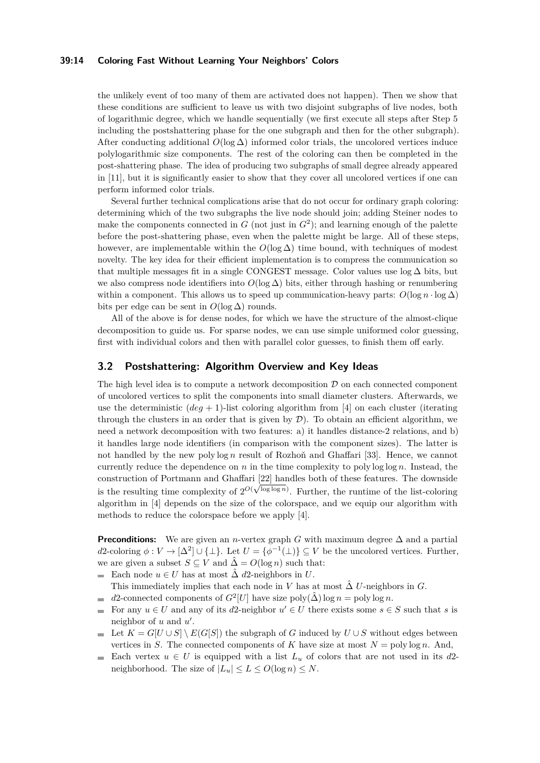the unlikely event of too many of them are activated does not happen). Then we show that these conditions are sufficient to leave us with two disjoint subgraphs of live nodes, both of logarithmic degree, which we handle sequentially (we first execute all steps after Step 5 including the postshattering phase for the one subgraph and then for the other subgraph). After conducting additional $O(\log \Delta)$ informed color trials, the uncolored vertices induce polylogarithmic size components. The rest of the coloring can then be completed in the post-shattering phase. The idea of producing two subgraphs of small degree already appeared in [11], but it is significantly easier to show that they cover all uncolored vertices if one can perform informed color trials.

Several further technical complications arise that do not occur for ordinary graph coloring: determining which of the two subgraphs the live node should join; adding Steiner nodes to make the components connected in $G$ (not just in $G^2$); and learning enough of the palette before the post-shattering phase, even when the palette might be large. All of these steps, however, are implementable within the $O(\log \Delta)$ time bound, with techniques of modest novelty. The key idea for their efficient implementation is to compress the communication so that multiple messages fit in a single CONGEST message. Color values use $\log \Delta$ bits, but we also compress node identifiers into $O(\log \Delta)$ bits, either through hashing or renumbering within a component. This allows us to speed up communication-heavy parts: $O(\log n \cdot \log \Delta)$ bits per edge can be sent in $O(\log \Delta)$ rounds.

All of the above is for dense nodes, for which we have the structure of the almost-clique decomposition to guide us. For sparse nodes, we can use simple uniformed color guessing, first with individual colors and then with parallel color guesses, to finish them off early.

## 3.2 Postshattering: Algorithm Overview and Key Ideas

The high level idea is to compute a network decomposition $\mathcal{D}$ on each connected component of uncolored vertices to split the components into small diameter clusters. Afterwards, we use the deterministic $(deg + 1)$-list coloring algorithm from [4] on each cluster (iterating through the clusters in an order that is given by $\mathcal{D}$). To obtain an efficient algorithm, we need a network decomposition with two features: a) it handles distance-2 relations, and b) it handles large node identifiers (in comparison with the component sizes). The latter is not handled by the new poly $\log n$ result of Rozhoň and Ghaffari [33]. Hence, we cannot currently reduce the dependence on $n$ in the time complexity to poly $\log \log n$. Instead, the construction of Portmann and Ghaffari [22] handles both of these features. The downside is the resulting time complexity of $2^{O(\sqrt{\log \log n})}$. Further, the runtime of the list-coloring algorithm in [4] depends on the size of the colorspace, and we equip our algorithm with methods to reduce the colorspace before we apply [4].

**Preconditions:** We are given an $n$-vertex graph $G$ with maximum degree $\Delta$ and a partial $d2$-coloring $\phi : V \to [\Delta^2] \cup \{\perp\}$. Let $U = \{\phi^{-1}(\perp)\} \subseteq V$ be the uncolored vertices. Further, we are given a subset $S \subseteq V$ and $\hat{\Delta} = O(\log n)$ such that:

- Each node $u \in U$ has at most $\hat{\Delta}$ $d2$-neighbors in $U$.
  This immediately implies that each node in $V$ has at most $\hat{\Delta}$ $U$-neighbors in $G$.
- $d2$-connected components of $G^2[U]$ have size $\text{poly}(\hat{\Delta}) \log n = \text{poly} \log n$.
- For any $u \in U$ and any of its $d2$-neighbor $u' \in U$ there exists some $s \in S$ such that $s$ is neighbor of $u$ and $u'$.
- Let $K = G[U \cup S] \setminus E(G[S])$ the subgraph of $G$ induced by $U \cup S$ without edges between vertices in $S$. The connected components of $K$ have size at most $N = \text{poly} \log n$. And,
- Each vertex $u \in U$ is equipped with a list $L_u$ of colors that are not used in its $d2$-neighborhood. The size of $|L_u| \leq L \leq O(\log n) \leq N$.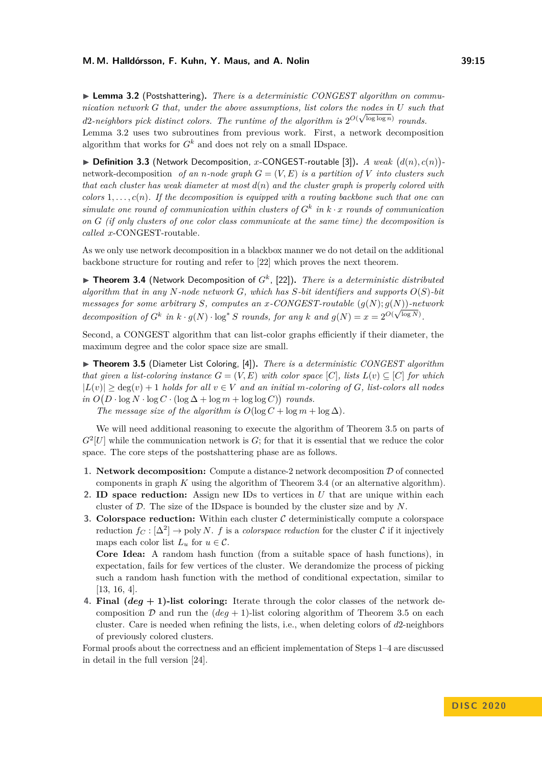▶ **Lemma 3.2** (Postshattering)**.** *There is a deterministic CONGEST algorithm on communication network $G$ that, under the above assumptions, list colors the nodes in $U$ such that d2-neighbors pick distinct colors. The runtime of the algorithm is $2^{O(\sqrt{\log\log n})}$ rounds.*

Lemma 3.2 uses two subroutines from previous work. First, a network decomposition algorithm that works for $G^k$ and does not rely on a small IDspace.

▶ **Definition 3.3** (Network Decomposition, $x$-CONGEST-routable [3])**.** *A weak $\big(d(n), c(n)\big)$-network-decomposition of an $n$-node graph $G = (V, E)$ is a partition of $V$ into clusters such that each cluster has weak diameter at most $d(n)$ and the cluster graph is properly colored with colors $1, \ldots, c(n)$. If the decomposition is equipped with a routing backbone such that one can simulate one round of communication within clusters of $G^k$ in $k \cdot x$ rounds of communication on $G$ (if only clusters of one color class communicate at the same time) the decomposition is called $x$-CONGEST-routable.*

As we only use network decomposition in a blackbox manner we do not detail on the additional backbone structure for routing and refer to [22] which proves the next theorem.

▶ **Theorem 3.4** (Network Decomposition of $G^k$, [22])**.** *There is a deterministic distributed algorithm that in any $N$-node network $G$, which has $S$-bit identifiers and supports $O(S)$-bit messages for some arbitrary $S$, computes an $x$-CONGEST-routable $(g(N); g(N))$-network decomposition of $G^k$ in $k \cdot g(N) \cdot \log^* S$ rounds, for any $k$ and $g(N) = x = 2^{O(\sqrt{\log N})}$.*

Second, a CONGEST algorithm that can list-color graphs efficiently if their diameter, the maximum degree and the color space size are small.

▶ **Theorem 3.5** (Diameter List Coloring, [4])**.** *There is a deterministic CONGEST algorithm that given a list-coloring instance $G = (V, E)$ with color space $[C]$, lists $L(v) \subseteq [C]$ for which $|L(v)| \geq \deg(v) + 1$ holds for all $v \in V$ and an initial $m$-coloring of $G$, list-colors all nodes in $O\big(D \cdot \log N \cdot \log C \cdot (\log\Delta + \log m + \log\log C)\big)$ rounds.*

*The message size of the algorithm is $O(\log C + \log m + \log\Delta)$.*

We will need additional reasoning to execute the algorithm of Theorem 3.5 on parts of $G^2[U]$ while the communication network is $G$; for that it is essential that we reduce the color space. The core steps of the postshattering phase are as follows.

1. **Network decomposition:** Compute a distance-2 network decomposition $\mathcal{D}$ of connected components in graph $K$ using the algorithm of Theorem 3.4 (or an alternative algorithm).
2. **ID space reduction:** Assign new IDs to vertices in $U$ that are unique within each cluster of $\mathcal{D}$. The size of the IDspace is bounded by the cluster size and by $N$.
3. **Colorspace reduction:** Within each cluster $\mathcal{C}$ deterministically compute a colorspace reduction $f_C : [\Delta^2] \to \text{poly}\, N$. $f$ is a *colorspace reduction* for the cluster $\mathcal{C}$ if it injectively maps each color list $L_u$ for $u \in \mathcal{C}$.
   **Core Idea:** A random hash function (from a suitable space of hash functions), in expectation, fails for few vertices of the cluster. We derandomize the process of picking such a random hash function with the method of conditional expectation, similar to [13, 16, 4].
4. **Final (*deg* + 1)-list coloring:** Iterate through the color classes of the network decomposition $\mathcal{D}$ and run the $(deg + 1)$-list coloring algorithm of Theorem 3.5 on each cluster. Care is needed when refining the lists, i.e., when deleting colors of $d2$-neighbors of previously colored clusters.

Formal proofs about the correctness and an efficient implementation of Steps 1–4 are discussed in detail in the full version [24].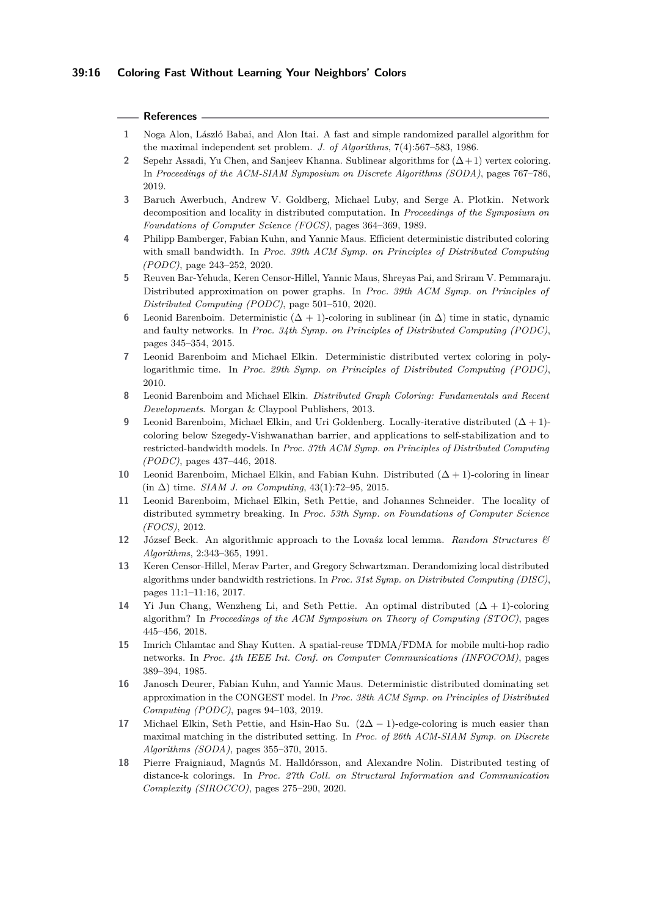## References

1. Noga Alon, László Babai, and Alon Itai. A fast and simple randomized parallel algorithm for the maximal independent set problem. *J. of Algorithms*, 7(4):567–583, 1986.
2. Sepehr Assadi, Yu Chen, and Sanjeev Khanna. Sublinear algorithms for $(\Delta+1)$ vertex coloring. In *Proceedings of the ACM-SIAM Symposium on Discrete Algorithms (SODA)*, pages 767–786, 2019.
3. Baruch Awerbuch, Andrew V. Goldberg, Michael Luby, and Serge A. Plotkin. Network decomposition and locality in distributed computation. In *Proceedings of the Symposium on Foundations of Computer Science (FOCS)*, pages 364–369, 1989.
4. Philipp Bamberger, Fabian Kuhn, and Yannic Maus. Efficient deterministic distributed coloring with small bandwidth. In *Proc. 39th ACM Symp. on Principles of Distributed Computing (PODC)*, page 243–252, 2020.
5. Reuven Bar-Yehuda, Keren Censor-Hillel, Yannic Maus, Shreyas Pai, and Sriram V. Pemmaraju. Distributed approximation on power graphs. In *Proc. 39th ACM Symp. on Principles of Distributed Computing (PODC)*, page 501–510, 2020.
6. Leonid Barenboim. Deterministic $(\Delta + 1)$-coloring in sublinear (in $\Delta$) time in static, dynamic and faulty networks. In *Proc. 34th Symp. on Principles of Distributed Computing (PODC)*, pages 345–354, 2015.
7. Leonid Barenboim and Michael Elkin. Deterministic distributed vertex coloring in polylogarithmic time. In *Proc. 29th Symp. on Principles of Distributed Computing (PODC)*, 2010.
8. Leonid Barenboim and Michael Elkin. *Distributed Graph Coloring: Fundamentals and Recent Developments*. Morgan & Claypool Publishers, 2013.
9. Leonid Barenboim, Michael Elkin, and Uri Goldenberg. Locally-iterative distributed $(\Delta + 1)$-coloring below Szegedy-Vishwanathan barrier, and applications to self-stabilization and to restricted-bandwidth models. In *Proc. 37th ACM Symp. on Principles of Distributed Computing (PODC)*, pages 437–446, 2018.
10. Leonid Barenboim, Michael Elkin, and Fabian Kuhn. Distributed $(\Delta + 1)$-coloring in linear (in $\Delta$) time. *SIAM J. on Computing*, 43(1):72–95, 2015.
11. Leonid Barenboim, Michael Elkin, Seth Pettie, and Johannes Schneider. The locality of distributed symmetry breaking. In *Proc. 53th Symp. on Foundations of Computer Science (FOCS)*, 2012.
12. József Beck. An algorithmic approach to the Lovaśz local lemma. *Random Structures & Algorithms*, 2:343–365, 1991.
13. Keren Censor-Hillel, Merav Parter, and Gregory Schwartzman. Derandomizing local distributed algorithms under bandwidth restrictions. In *Proc. 31st Symp. on Distributed Computing (DISC)*, pages 11:1–11:16, 2017.
14. Yi Jun Chang, Wenzheng Li, and Seth Pettie. An optimal distributed $(\Delta + 1)$-coloring algorithm? In *Proceedings of the ACM Symposium on Theory of Computing (STOC)*, pages 445–456, 2018.
15. Imrich Chlamtac and Shay Kutten. A spatial-reuse TDMA/FDMA for mobile multi-hop radio networks. In *Proc. 4th IEEE Int. Conf. on Computer Communications (INFOCOM)*, pages 389–394, 1985.
16. Janosch Deurer, Fabian Kuhn, and Yannic Maus. Deterministic distributed dominating set approximation in the CONGEST model. In *Proc. 38th ACM Symp. on Principles of Distributed Computing (PODC)*, pages 94–103, 2019.
17. Michael Elkin, Seth Pettie, and Hsin-Hao Su. $(2\Delta - 1)$-edge-coloring is much easier than maximal matching in the distributed setting. In *Proc. of 26th ACM-SIAM Symp. on Discrete Algorithms (SODA)*, pages 355–370, 2015.
18. Pierre Fraigniaud, Magnús M. Halldórsson, and Alexandre Nolin. Distributed testing of distance-k colorings. In *Proc. 27th Coll. on Structural Information and Communication Complexity (SIROCCO)*, pages 275–290, 2020.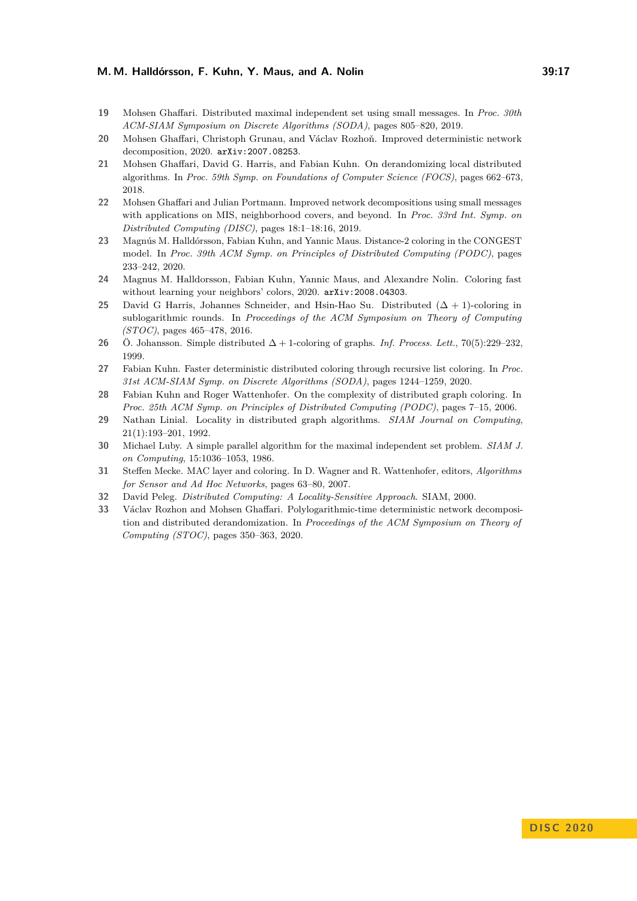19 Mohsen Ghaffari. Distributed maximal independent set using small messages. In *Proc. 30th ACM-SIAM Symposium on Discrete Algorithms (SODA)*, pages 805–820, 2019.

20 Mohsen Ghaffari, Christoph Grunau, and Václav Rozhoň. Improved deterministic network decomposition, 2020. arXiv:2007.08253.

21 Mohsen Ghaffari, David G. Harris, and Fabian Kuhn. On derandomizing local distributed algorithms. In *Proc. 59th Symp. on Foundations of Computer Science (FOCS)*, pages 662–673, 2018.

22 Mohsen Ghaffari and Julian Portmann. Improved network decompositions using small messages with applications on MIS, neighborhood covers, and beyond. In *Proc. 33rd Int. Symp. on Distributed Computing (DISC)*, pages 18:1–18:16, 2019.

23 Magnús M. Halldórsson, Fabian Kuhn, and Yannic Maus. Distance-2 coloring in the CONGEST model. In *Proc. 39th ACM Symp. on Principles of Distributed Computing (PODC)*, pages 233–242, 2020.

24 Magnus M. Halldorsson, Fabian Kuhn, Yannic Maus, and Alexandre Nolin. Coloring fast without learning your neighbors' colors, 2020. arXiv:2008.04303.

25 David G Harris, Johannes Schneider, and Hsin-Hao Su. Distributed $(\Delta+1)$-coloring in sublogarithmic rounds. In *Proceedings of the ACM Symposium on Theory of Computing (STOC)*, pages 465–478, 2016.

26 Ö. Johansson. Simple distributed $\Delta+1$-coloring of graphs. *Inf. Process. Lett.*, 70(5):229–232, 1999.

27 Fabian Kuhn. Faster deterministic distributed coloring through recursive list coloring. In *Proc. 31st ACM-SIAM Symp. on Discrete Algorithms (SODA)*, pages 1244–1259, 2020.

28 Fabian Kuhn and Roger Wattenhofer. On the complexity of distributed graph coloring. In *Proc. 25th ACM Symp. on Principles of Distributed Computing (PODC)*, pages 7–15, 2006.

29 Nathan Linial. Locality in distributed graph algorithms. *SIAM Journal on Computing*, 21(1):193–201, 1992.

30 Michael Luby. A simple parallel algorithm for the maximal independent set problem. *SIAM J. on Computing*, 15:1036–1053, 1986.

31 Steffen Mecke. MAC layer and coloring. In D. Wagner and R. Wattenhofer, editors, *Algorithms for Sensor and Ad Hoc Networks*, pages 63–80, 2007.

32 David Peleg. *Distributed Computing: A Locality-Sensitive Approach*. SIAM, 2000.

33 Václav Rozhon and Mohsen Ghaffari. Polylogarithmic-time deterministic network decomposition and distributed derandomization. In *Proceedings of the ACM Symposium on Theory of Computing (STOC)*, pages 350–363, 2020.